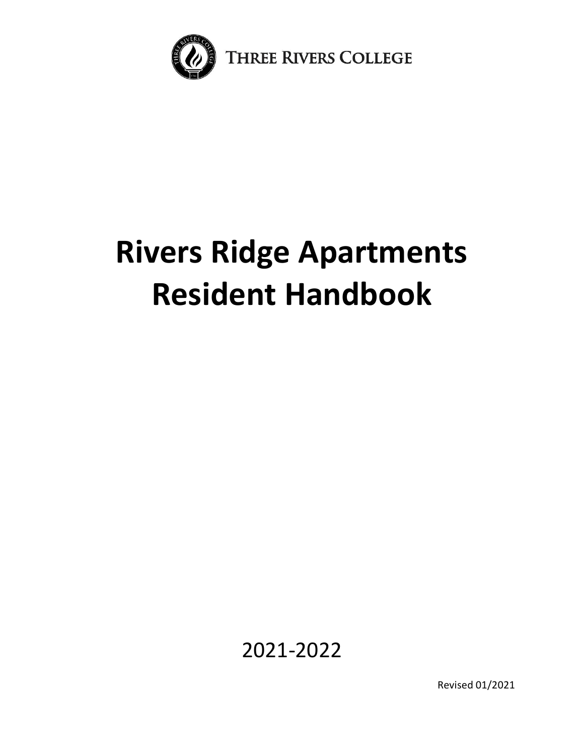Three Rivers College

# Rivers Ridge Apartments Resident Handbook

2021-2022

Revised 01/2021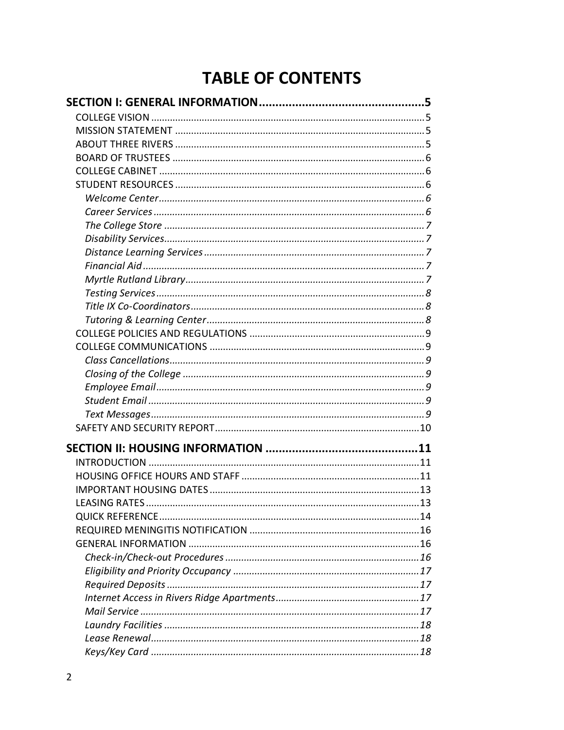# TABLE OF CONTENTS

**SECTION I: GENERAL INFORMATION ..................................................5**

- COLLEGE VISION ......................................................................................5
- MISSION STATEMENT ..............................................................................5
- ABOUT THREE RIVERS .............................................................................5
- BOARD OF TRUSTEES ..............................................................................6
- COLLEGE CABINET ...................................................................................6
- STUDENT RESOURCES .............................................................................6
  - *Welcome Center ..................................................................................6*
  - *Career Services ....................................................................................6*
  - *The College Store ..................................................................................7*
  - *Disability Services.................................................................................7*
  - *Distance Learning Services ...................................................................7*
  - *Financial Aid .........................................................................................7*
  - *Myrtle Rutland Library..........................................................................7*
  - *Testing Services ....................................................................................8*
  - *Title IX Co-Coordinators........................................................................8*
  - *Tutoring & Learning Center ..................................................................8*
- COLLEGE POLICIES AND REGULATIONS ..................................................9
- COLLEGE COMMUNICATIONS .................................................................9
  - *Class Cancellations...............................................................................9*
  - *Closing of the College ..........................................................................9*
  - *Employee Email ....................................................................................9*
  - *Student Email .......................................................................................9*
  - *Text Messages .......................................................................................9*
- SAFETY AND SECURITY REPORT.............................................................10

**SECTION II: HOUSING INFORMATION ..............................................11**

- INTRODUCTION .....................................................................................11
- HOUSING OFFICE HOURS AND STAFF ...................................................11
- IMPORTANT HOUSING DATES ...............................................................13
- LEASING RATES ......................................................................................13
- QUICK REFERENCE .................................................................................14
- REQUIRED MENINGITIS NOTIFICATION ...............................................16
- GENERAL INFORMATION ......................................................................16
  - *Check-in/Check-out Procedures ..........................................................16*
  - *Eligibility and Priority Occupancy .......................................................17*
  - *Required Deposits ...............................................................................17*
  - *Internet Access in Rivers Ridge Apartments.......................................17*
  - *Mail Service .........................................................................................17*
  - *Laundry Facilities ................................................................................18*
  - *Lease Renewal......................................................................................18*
  - *Keys/Key Card .....................................................................................18*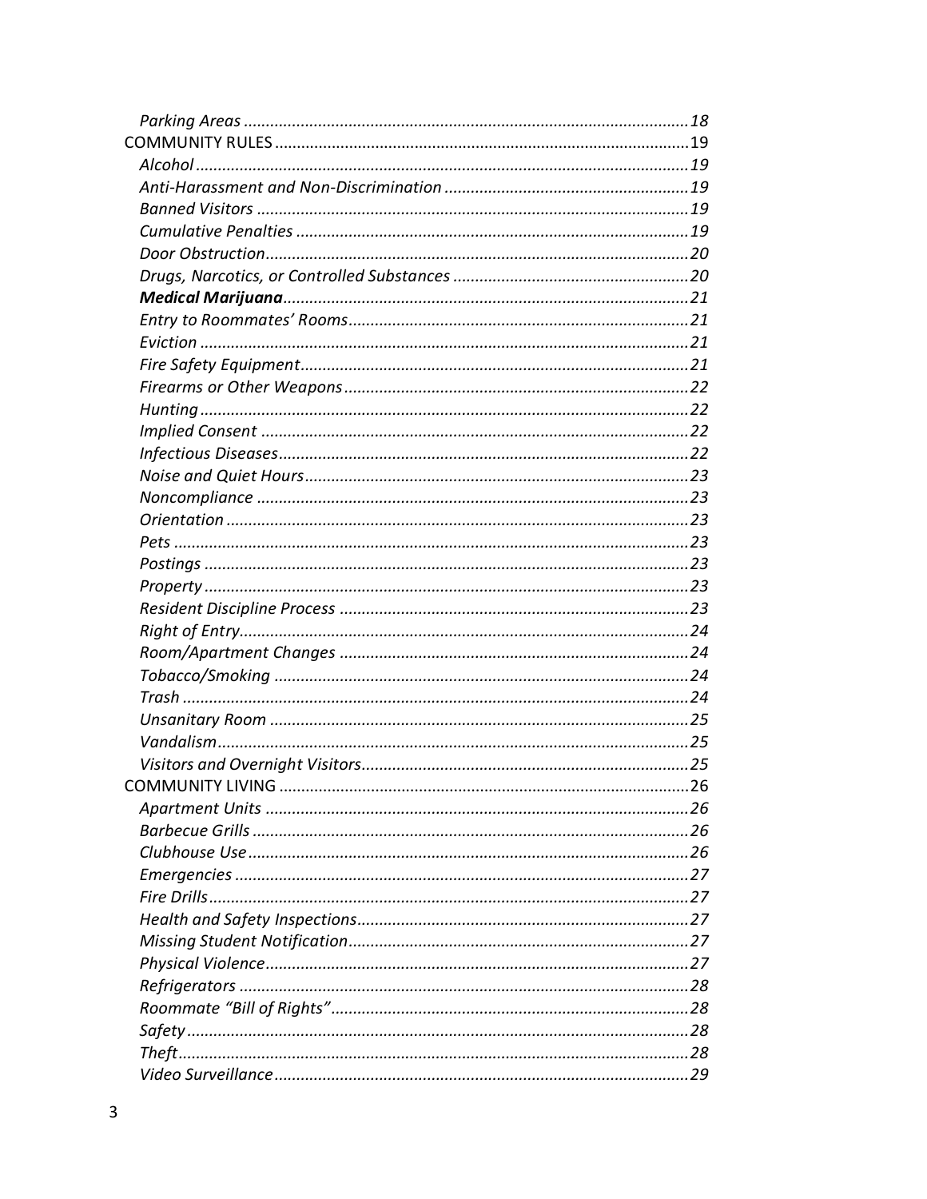*Parking Areas* ... 18

COMMUNITY RULES ... 19

*Alcohol* ... 19

*Anti-Harassment and Non-Discrimination* ... 19

*Banned Visitors* ... 19

*Cumulative Penalties* ... 19

*Door Obstruction* ... 20

*Drugs, Narcotics, or Controlled Substances* ... 20

***Medical Marijuana*** ... 21

*Entry to Roommates' Rooms* ... 21

*Eviction* ... 21

*Fire Safety Equipment* ... 21

*Firearms or Other Weapons* ... 22

*Hunting* ... 22

*Implied Consent* ... 22

*Infectious Diseases* ... 22

*Noise and Quiet Hours* ... 23

*Noncompliance* ... 23

*Orientation* ... 23

*Pets* ... 23

*Postings* ... 23

*Property* ... 23

*Resident Discipline Process* ... 23

*Right of Entry* ... 24

*Room/Apartment Changes* ... 24

*Tobacco/Smoking* ... 24

*Trash* ... 24

*Unsanitary Room* ... 25

*Vandalism* ... 25

*Visitors and Overnight Visitors* ... 25

COMMUNITY LIVING ... 26

*Apartment Units* ... 26

*Barbecue Grills* ... 26

*Clubhouse Use* ... 26

*Emergencies* ... 27

*Fire Drills* ... 27

*Health and Safety Inspections* ... 27

*Missing Student Notification* ... 27

*Physical Violence* ... 27

*Refrigerators* ... 28

*Roommate "Bill of Rights"* ... 28

*Safety* ... 28

*Theft* ... 28

*Video Surveillance* ... 29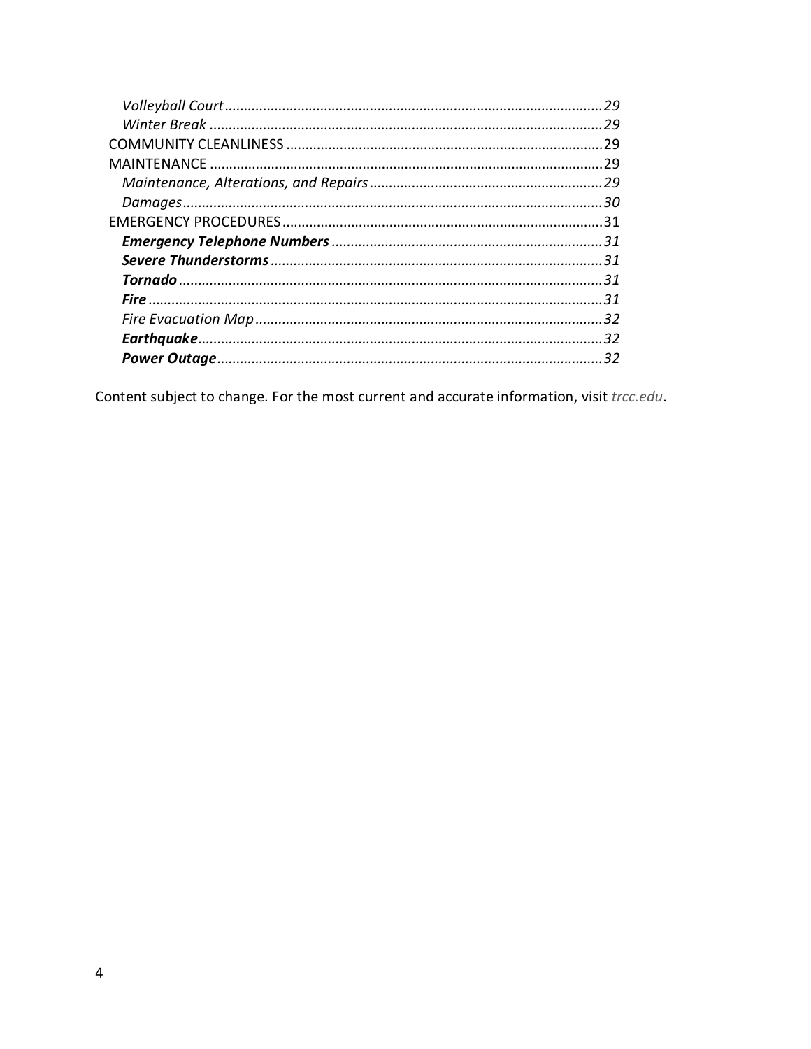*Volleyball Court* ........ *29*
*Winter Break* ........ *29*
COMMUNITY CLEANLINESS ........ 29
MAINTENANCE ........ 29
*Maintenance, Alterations, and Repairs* ........ *29*
*Damages* ........ *30*
EMERGENCY PROCEDURES ........ 31
***Emergency Telephone Numbers*** ........ *31*
***Severe Thunderstorms*** ........ *31*
***Tornado*** ........ *31*
***Fire*** ........ *31*
*Fire Evacuation Map* ........ *32*
***Earthquake*** ........ *32*
***Power Outage*** ........ *32*

Content subject to change. For the most current and accurate information, visit *trcc.edu*.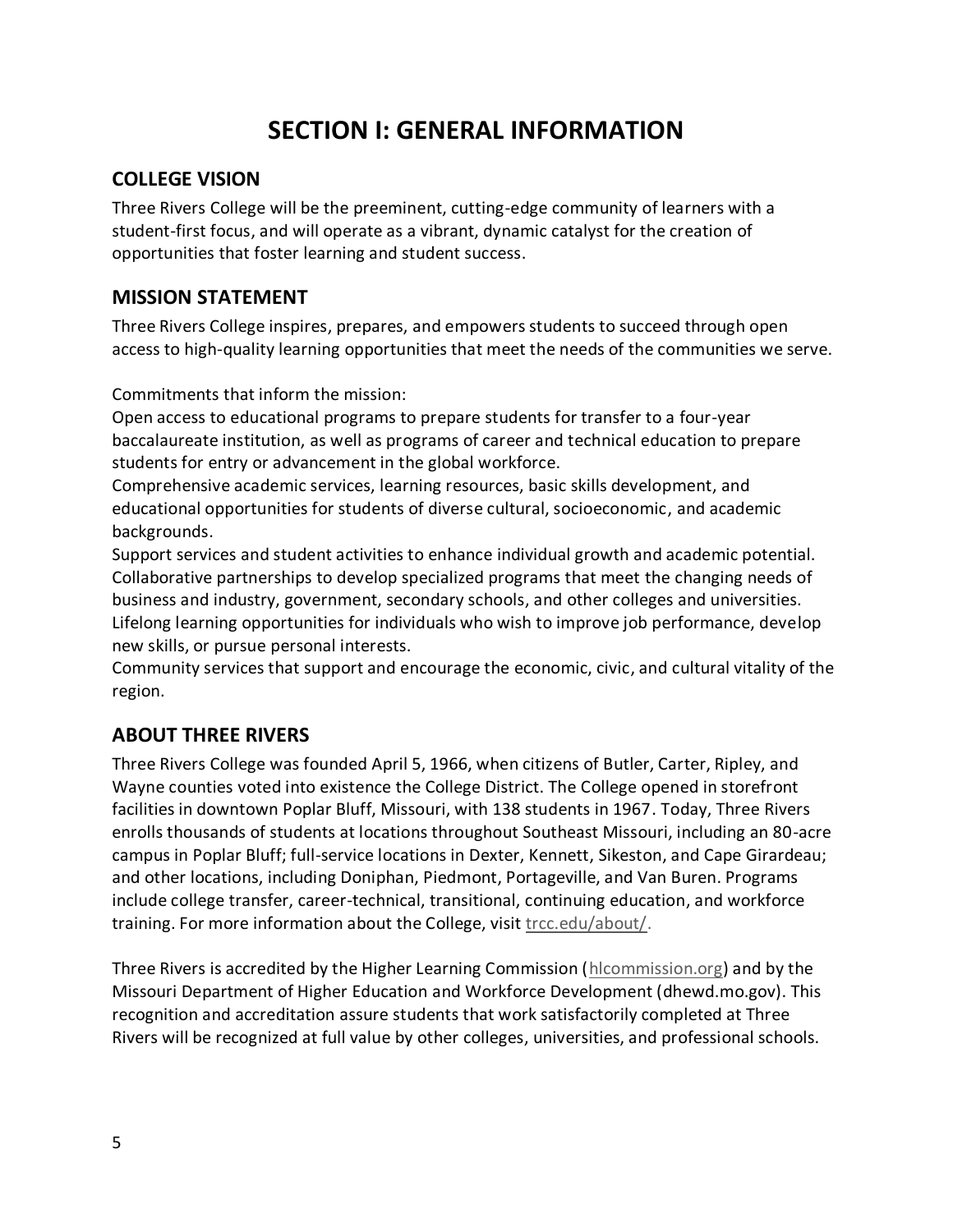# SECTION I: GENERAL INFORMATION

## COLLEGE VISION

Three Rivers College will be the preeminent, cutting-edge community of learners with a student-first focus, and will operate as a vibrant, dynamic catalyst for the creation of opportunities that foster learning and student success.

## MISSION STATEMENT

Three Rivers College inspires, prepares, and empowers students to succeed through open access to high-quality learning opportunities that meet the needs of the communities we serve.

Commitments that inform the mission:
Open access to educational programs to prepare students for transfer to a four-year baccalaureate institution, as well as programs of career and technical education to prepare students for entry or advancement in the global workforce.
Comprehensive academic services, learning resources, basic skills development, and educational opportunities for students of diverse cultural, socioeconomic, and academic backgrounds.
Support services and student activities to enhance individual growth and academic potential.
Collaborative partnerships to develop specialized programs that meet the changing needs of business and industry, government, secondary schools, and other colleges and universities.
Lifelong learning opportunities for individuals who wish to improve job performance, develop new skills, or pursue personal interests.
Community services that support and encourage the economic, civic, and cultural vitality of the region.

## ABOUT THREE RIVERS

Three Rivers College was founded April 5, 1966, when citizens of Butler, Carter, Ripley, and Wayne counties voted into existence the College District. The College opened in storefront facilities in downtown Poplar Bluff, Missouri, with 138 students in 1967. Today, Three Rivers enrolls thousands of students at locations throughout Southeast Missouri, including an 80-acre campus in Poplar Bluff; full-service locations in Dexter, Kennett, Sikeston, and Cape Girardeau; and other locations, including Doniphan, Piedmont, Portageville, and Van Buren. Programs include college transfer, career-technical, transitional, continuing education, and workforce training. For more information about the College, visit trcc.edu/about/.

Three Rivers is accredited by the Higher Learning Commission (hlcommission.org) and by the Missouri Department of Higher Education and Workforce Development (dhewd.mo.gov). This recognition and accreditation assure students that work satisfactorily completed at Three Rivers will be recognized at full value by other colleges, universities, and professional schools.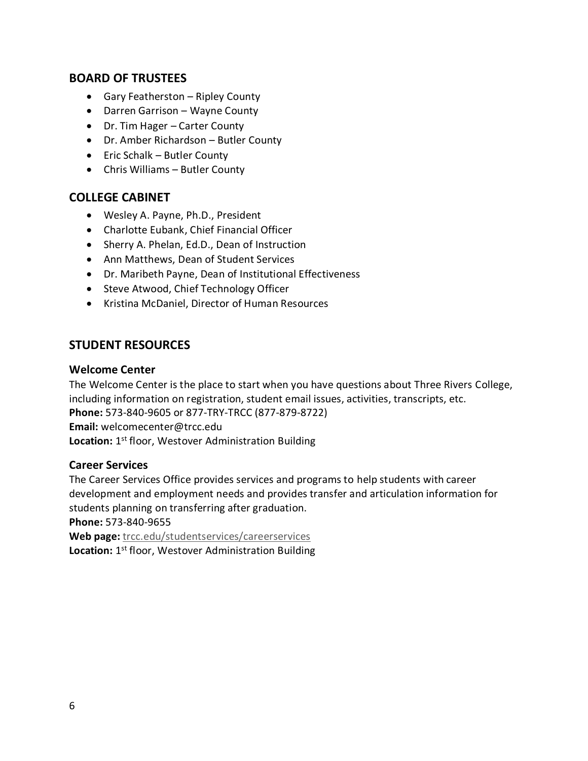## BOARD OF TRUSTEES

- Gary Featherston – Ripley County
- Darren Garrison – Wayne County
- Dr. Tim Hager – Carter County
- Dr. Amber Richardson – Butler County
- Eric Schalk – Butler County
- Chris Williams – Butler County

## COLLEGE CABINET

- Wesley A. Payne, Ph.D., President
- Charlotte Eubank, Chief Financial Officer
- Sherry A. Phelan, Ed.D., Dean of Instruction
- Ann Matthews, Dean of Student Services
- Dr. Maribeth Payne, Dean of Institutional Effectiveness
- Steve Atwood, Chief Technology Officer
- Kristina McDaniel, Director of Human Resources

## STUDENT RESOURCES

### Welcome Center

The Welcome Center is the place to start when you have questions about Three Rivers College, including information on registration, student email issues, activities, transcripts, etc.
**Phone:** 573-840-9605 or 877-TRY-TRCC (877-879-8722)
**Email:** welcomecenter@trcc.edu
**Location:** 1st floor, Westover Administration Building

### Career Services

The Career Services Office provides services and programs to help students with career development and employment needs and provides transfer and articulation information for students planning on transferring after graduation.
**Phone:** 573-840-9655
**Web page:** trcc.edu/studentservices/careerservices
**Location:** 1st floor, Westover Administration Building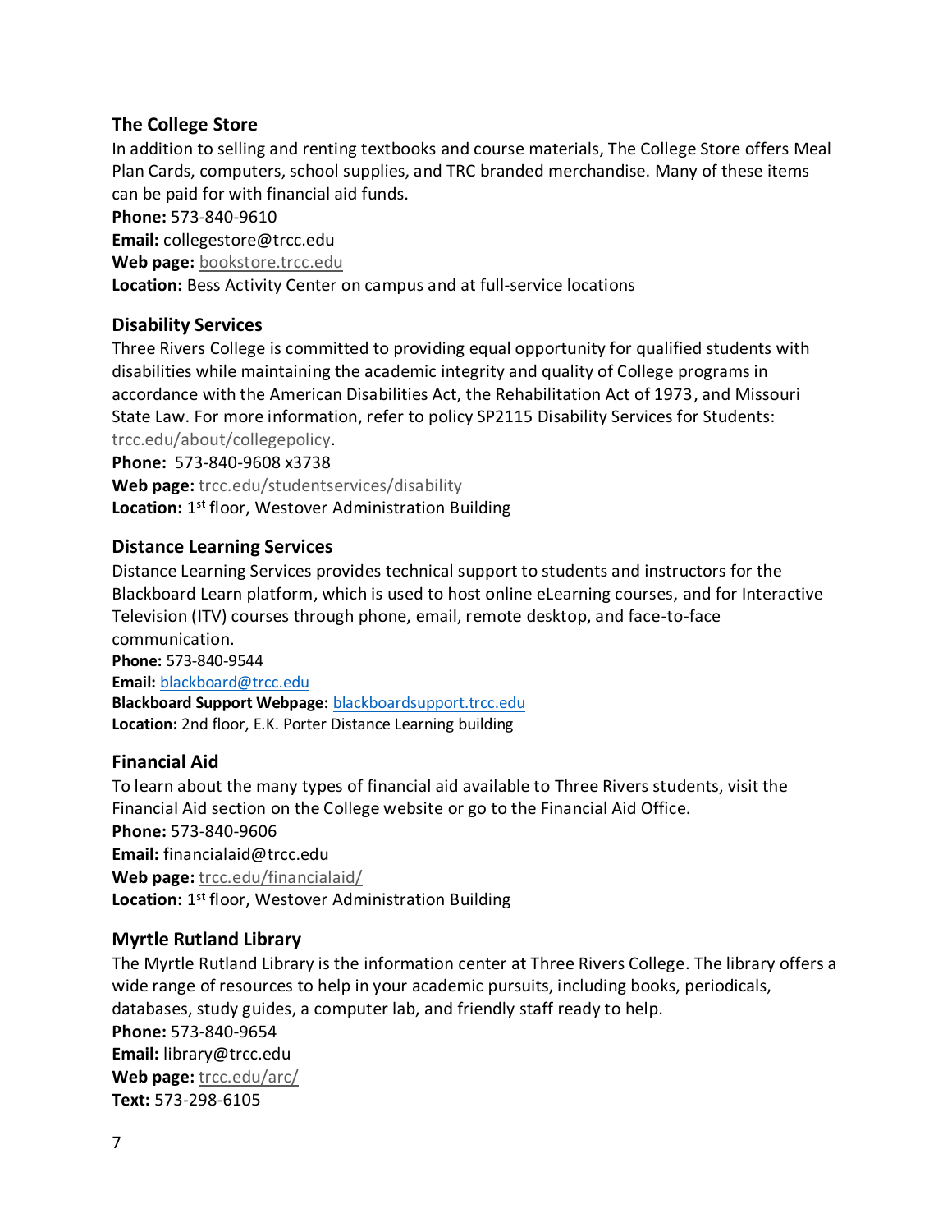## The College Store

In addition to selling and renting textbooks and course materials, The College Store offers Meal Plan Cards, computers, school supplies, and TRC branded merchandise. Many of these items can be paid for with financial aid funds.

**Phone:** 573-840-9610
**Email:** collegestore@trcc.edu
**Web page:** bookstore.trcc.edu
**Location:** Bess Activity Center on campus and at full-service locations

## Disability Services

Three Rivers College is committed to providing equal opportunity for qualified students with disabilities while maintaining the academic integrity and quality of College programs in accordance with the American Disabilities Act, the Rehabilitation Act of 1973, and Missouri State Law. For more information, refer to policy SP2115 Disability Services for Students: trcc.edu/about/collegepolicy.

**Phone:** 573-840-9608 x3738
**Web page:** trcc.edu/studentservices/disability
**Location:** 1st floor, Westover Administration Building

## Distance Learning Services

Distance Learning Services provides technical support to students and instructors for the Blackboard Learn platform, which is used to host online eLearning courses, and for Interactive Television (ITV) courses through phone, email, remote desktop, and face-to-face communication.

**Phone:** 573-840-9544
**Email:** blackboard@trcc.edu
**Blackboard Support Webpage:** blackboardsupport.trcc.edu
**Location:** 2nd floor, E.K. Porter Distance Learning building

## Financial Aid

To learn about the many types of financial aid available to Three Rivers students, visit the Financial Aid section on the College website or go to the Financial Aid Office.

**Phone:** 573-840-9606
**Email:** financialaid@trcc.edu
**Web page:** trcc.edu/financialaid/
**Location:** 1st floor, Westover Administration Building

## Myrtle Rutland Library

The Myrtle Rutland Library is the information center at Three Rivers College. The library offers a wide range of resources to help in your academic pursuits, including books, periodicals, databases, study guides, a computer lab, and friendly staff ready to help.

**Phone:** 573-840-9654
**Email:** library@trcc.edu
**Web page:** trcc.edu/arc/
**Text:** 573-298-6105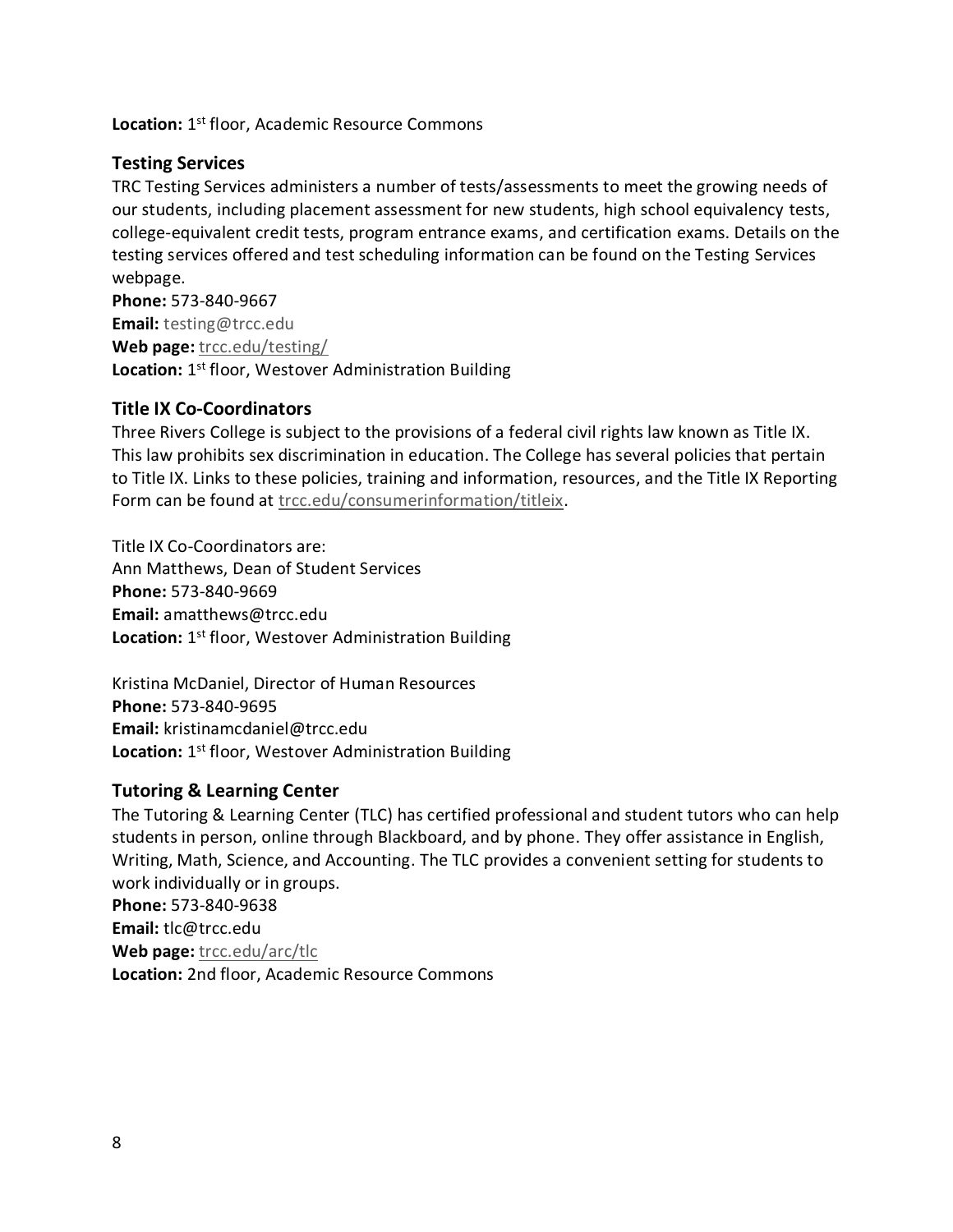**Location:** 1st floor, Academic Resource Commons

### Testing Services

TRC Testing Services administers a number of tests/assessments to meet the growing needs of our students, including placement assessment for new students, high school equivalency tests, college-equivalent credit tests, program entrance exams, and certification exams. Details on the testing services offered and test scheduling information can be found on the Testing Services webpage.

**Phone:** 573-840-9667
**Email:** testing@trcc.edu
**Web page:** trcc.edu/testing/
**Location:** 1st floor, Westover Administration Building

### Title IX Co-Coordinators

Three Rivers College is subject to the provisions of a federal civil rights law known as Title IX. This law prohibits sex discrimination in education. The College has several policies that pertain to Title IX. Links to these policies, training and information, resources, and the Title IX Reporting Form can be found at trcc.edu/consumerinformation/titleix.

Title IX Co-Coordinators are:
Ann Matthews, Dean of Student Services
**Phone:** 573-840-9669
**Email:** amatthews@trcc.edu
**Location:** 1st floor, Westover Administration Building

Kristina McDaniel, Director of Human Resources
**Phone:** 573-840-9695
**Email:** kristinamcdaniel@trcc.edu
**Location:** 1st floor, Westover Administration Building

### Tutoring & Learning Center

The Tutoring & Learning Center (TLC) has certified professional and student tutors who can help students in person, online through Blackboard, and by phone. They offer assistance in English, Writing, Math, Science, and Accounting. The TLC provides a convenient setting for students to work individually or in groups.

**Phone:** 573-840-9638
**Email:** tlc@trcc.edu
**Web page:** trcc.edu/arc/tlc
**Location:** 2nd floor, Academic Resource Commons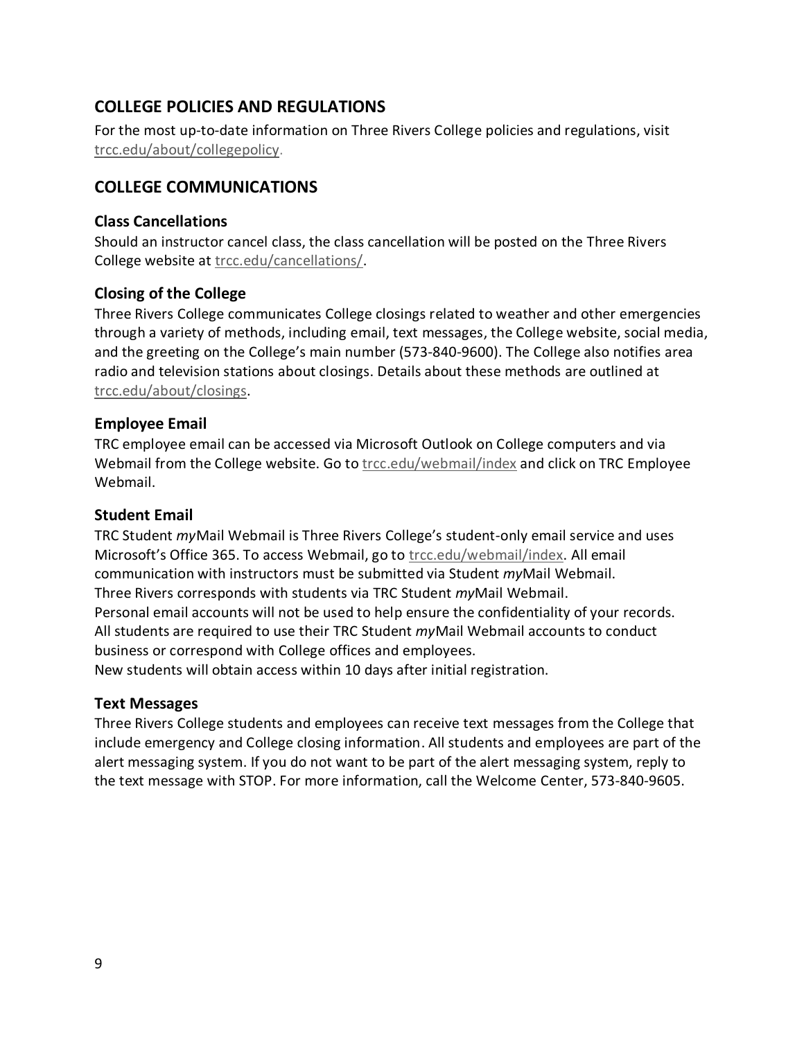## COLLEGE POLICIES AND REGULATIONS

For the most up-to-date information on Three Rivers College policies and regulations, visit trcc.edu/about/collegepolicy.

## COLLEGE COMMUNICATIONS

### Class Cancellations

Should an instructor cancel class, the class cancellation will be posted on the Three Rivers College website at trcc.edu/cancellations/.

### Closing of the College

Three Rivers College communicates College closings related to weather and other emergencies through a variety of methods, including email, text messages, the College website, social media, and the greeting on the College's main number (573-840-9600). The College also notifies area radio and television stations about closings. Details about these methods are outlined at trcc.edu/about/closings.

### Employee Email

TRC employee email can be accessed via Microsoft Outlook on College computers and via Webmail from the College website. Go to trcc.edu/webmail/index and click on TRC Employee Webmail.

### Student Email

TRC Student *my*Mail Webmail is Three Rivers College's student-only email service and uses Microsoft's Office 365. To access Webmail, go to trcc.edu/webmail/index. All email communication with instructors must be submitted via Student *my*Mail Webmail.
Three Rivers corresponds with students via TRC Student *my*Mail Webmail.
Personal email accounts will not be used to help ensure the confidentiality of your records.
All students are required to use their TRC Student *my*Mail Webmail accounts to conduct business or correspond with College offices and employees.
New students will obtain access within 10 days after initial registration.

### Text Messages

Three Rivers College students and employees can receive text messages from the College that include emergency and College closing information. All students and employees are part of the alert messaging system. If you do not want to be part of the alert messaging system, reply to the text message with STOP. For more information, call the Welcome Center, 573-840-9605.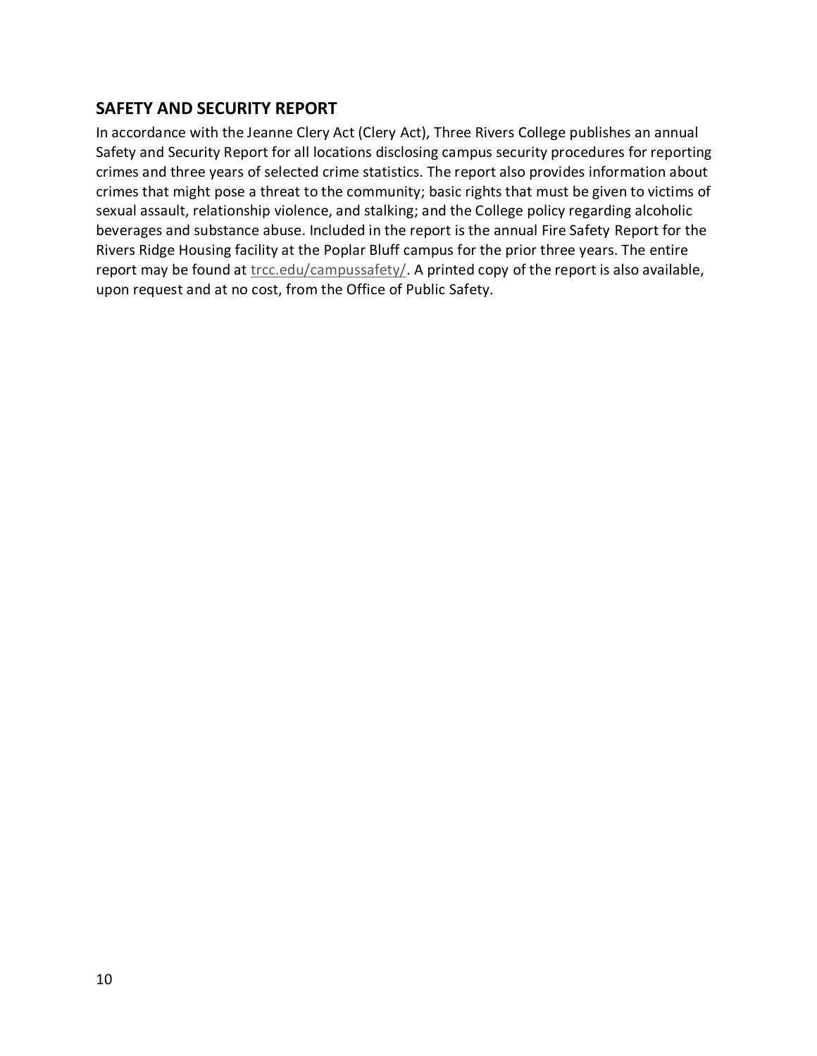## SAFETY AND SECURITY REPORT

In accordance with the Jeanne Clery Act (Clery Act), Three Rivers College publishes an annual Safety and Security Report for all locations disclosing campus security procedures for reporting crimes and three years of selected crime statistics. The report also provides information about crimes that might pose a threat to the community; basic rights that must be given to victims of sexual assault, relationship violence, and stalking; and the College policy regarding alcoholic beverages and substance abuse. Included in the report is the annual Fire Safety Report for the Rivers Ridge Housing facility at the Poplar Bluff campus for the prior three years. The entire report may be found at trcc.edu/campussafety/. A printed copy of the report is also available, upon request and at no cost, from the Office of Public Safety.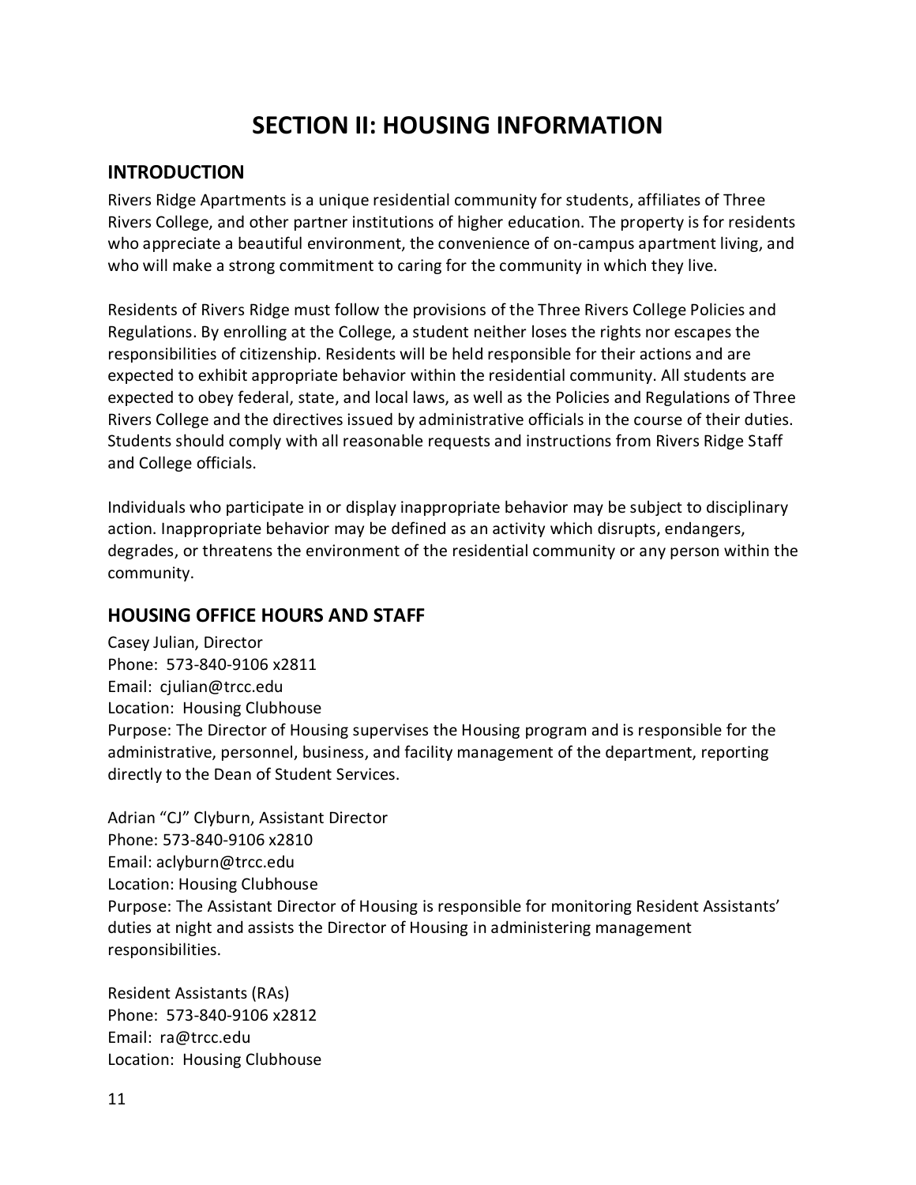# SECTION II: HOUSING INFORMATION

## INTRODUCTION

Rivers Ridge Apartments is a unique residential community for students, affiliates of Three Rivers College, and other partner institutions of higher education. The property is for residents who appreciate a beautiful environment, the convenience of on-campus apartment living, and who will make a strong commitment to caring for the community in which they live.

Residents of Rivers Ridge must follow the provisions of the Three Rivers College Policies and Regulations. By enrolling at the College, a student neither loses the rights nor escapes the responsibilities of citizenship. Residents will be held responsible for their actions and are expected to exhibit appropriate behavior within the residential community. All students are expected to obey federal, state, and local laws, as well as the Policies and Regulations of Three Rivers College and the directives issued by administrative officials in the course of their duties. Students should comply with all reasonable requests and instructions from Rivers Ridge Staff and College officials.

Individuals who participate in or display inappropriate behavior may be subject to disciplinary action. Inappropriate behavior may be defined as an activity which disrupts, endangers, degrades, or threatens the environment of the residential community or any person within the community.

## HOUSING OFFICE HOURS AND STAFF

Casey Julian, Director
Phone: 573-840-9106 x2811
Email: cjulian@trcc.edu
Location: Housing Clubhouse
Purpose: The Director of Housing supervises the Housing program and is responsible for the administrative, personnel, business, and facility management of the department, reporting directly to the Dean of Student Services.

Adrian "CJ" Clyburn, Assistant Director
Phone: 573-840-9106 x2810
Email: aclyburn@trcc.edu
Location: Housing Clubhouse
Purpose: The Assistant Director of Housing is responsible for monitoring Resident Assistants' duties at night and assists the Director of Housing in administering management responsibilities.

Resident Assistants (RAs)
Phone: 573-840-9106 x2812
Email: ra@trcc.edu
Location: Housing Clubhouse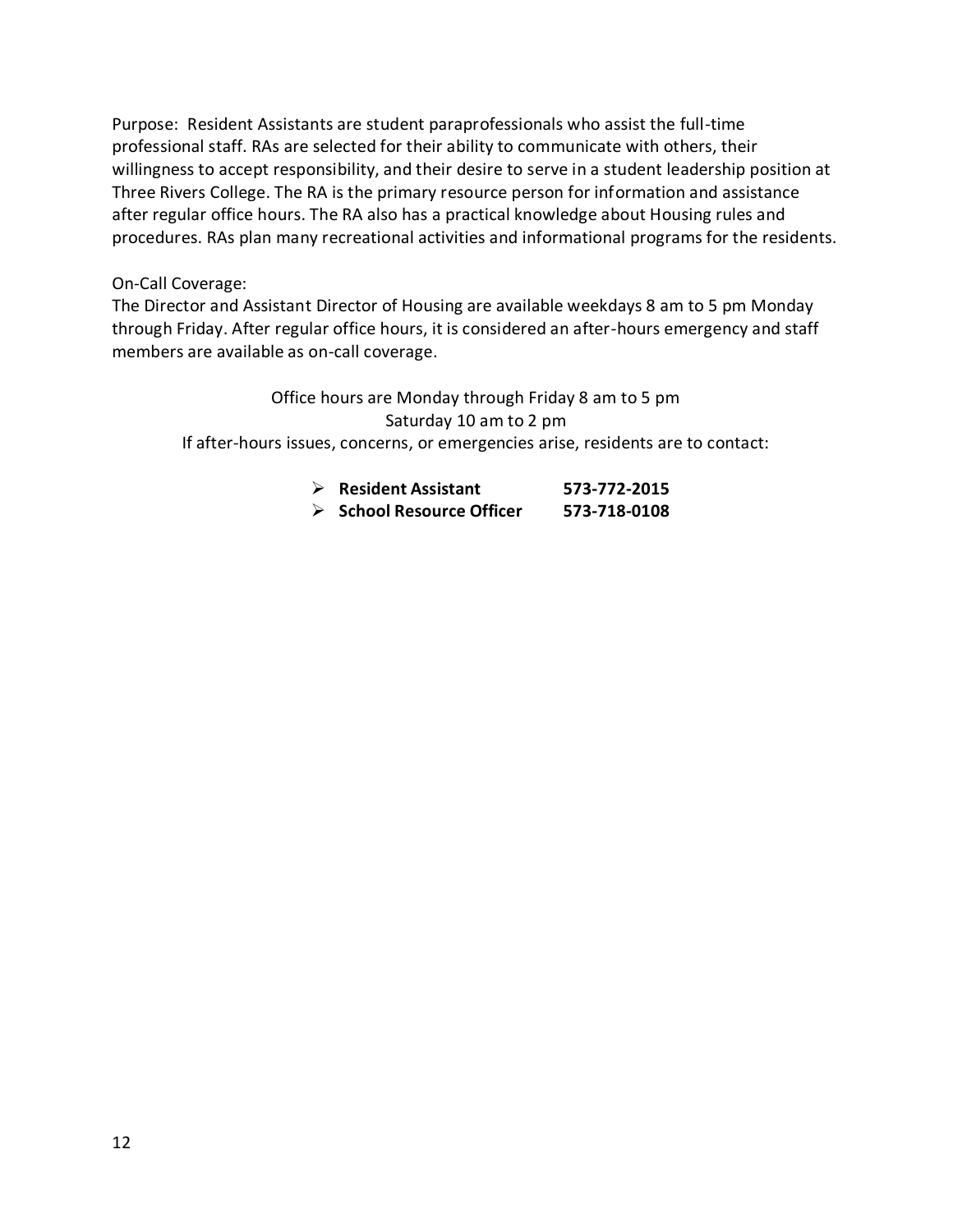Purpose: Resident Assistants are student paraprofessionals who assist the full-time professional staff. RAs are selected for their ability to communicate with others, their willingness to accept responsibility, and their desire to serve in a student leadership position at Three Rivers College. The RA is the primary resource person for information and assistance after regular office hours. The RA also has a practical knowledge about Housing rules and procedures. RAs plan many recreational activities and informational programs for the residents.

On-Call Coverage:
The Director and Assistant Director of Housing are available weekdays 8 am to 5 pm Monday through Friday. After regular office hours, it is considered an after-hours emergency and staff members are available as on-call coverage.

Office hours are Monday through Friday 8 am to 5 pm
Saturday 10 am to 2 pm
If after-hours issues, concerns, or emergencies arise, residents are to contact:

- **Resident Assistant** **573-772-2015**
- **School Resource Officer** **573-718-0108**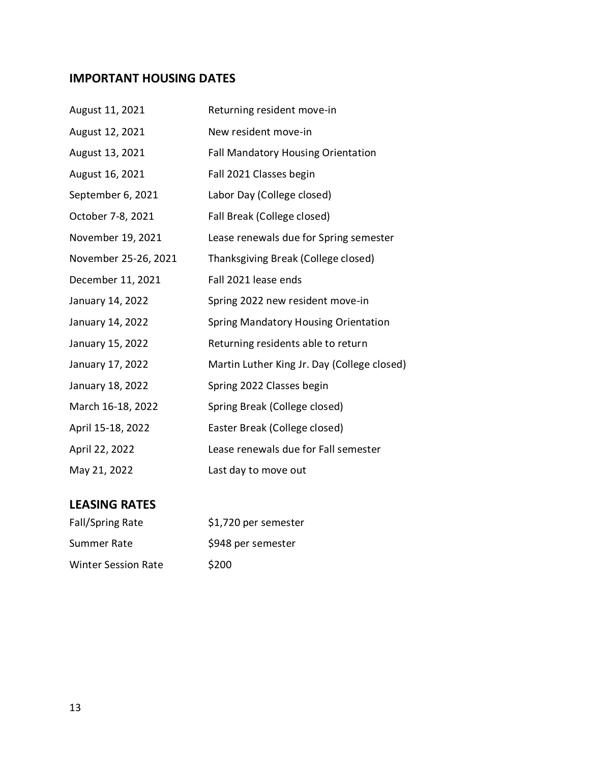## IMPORTANT HOUSING DATES

| | |
|---|---|
| August 11, 2021 | Returning resident move-in |
| August 12, 2021 | New resident move-in |
| August 13, 2021 | Fall Mandatory Housing Orientation |
| August 16, 2021 | Fall 2021 Classes begin |
| September 6, 2021 | Labor Day (College closed) |
| October 7-8, 2021 | Fall Break (College closed) |
| November 19, 2021 | Lease renewals due for Spring semester |
| November 25-26, 2021 | Thanksgiving Break (College closed) |
| December 11, 2021 | Fall 2021 lease ends |
| January 14, 2022 | Spring 2022 new resident move-in |
| January 14, 2022 | Spring Mandatory Housing Orientation |
| January 15, 2022 | Returning residents able to return |
| January 17, 2022 | Martin Luther King Jr. Day (College closed) |
| January 18, 2022 | Spring 2022 Classes begin |
| March 16-18, 2022 | Spring Break (College closed) |
| April 15-18, 2022 | Easter Break (College closed) |
| April 22, 2022 | Lease renewals due for Fall semester |
| May 21, 2022 | Last day to move out |

## LEASING RATES

| | |
|---|---|
| Fall/Spring Rate | $1,720 per semester |
| Summer Rate | $948 per semester |
| Winter Session Rate | $200 |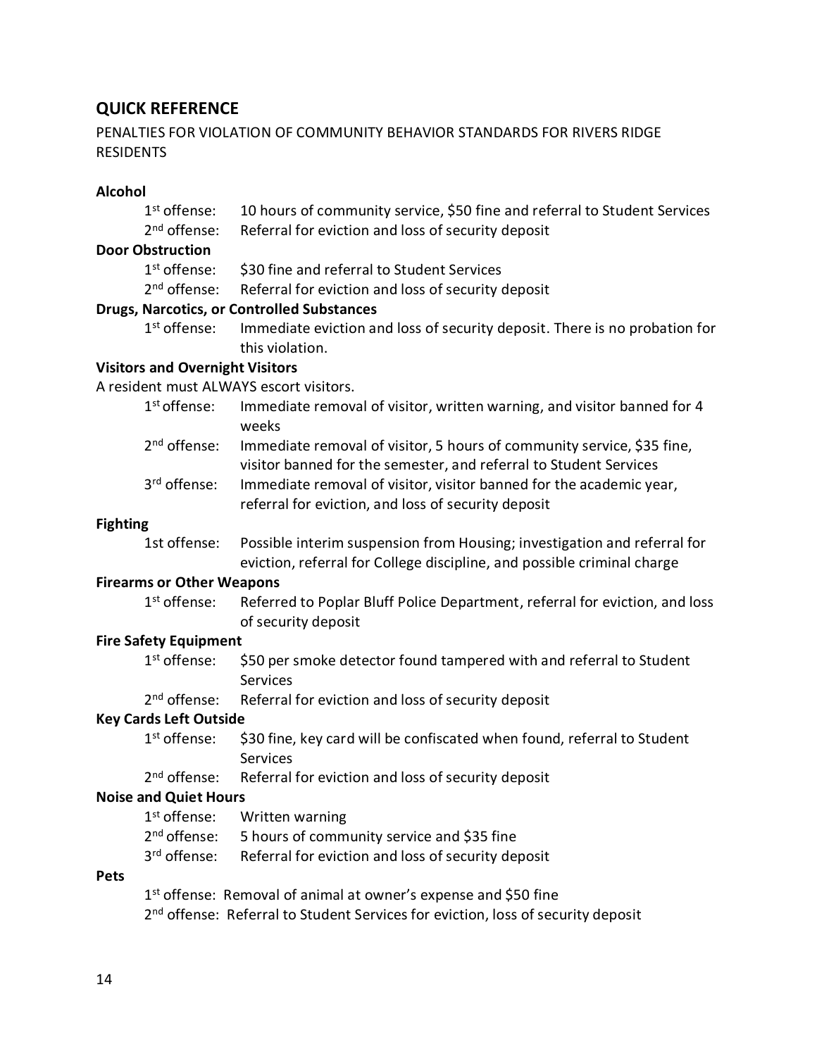## QUICK REFERENCE

PENALTIES FOR VIOLATION OF COMMUNITY BEHAVIOR STANDARDS FOR RIVERS RIDGE RESIDENTS

**Alcohol**

- 1st offense: 10 hours of community service, $50 fine and referral to Student Services
- 2nd offense: Referral for eviction and loss of security deposit

**Door Obstruction**

- 1st offense: $30 fine and referral to Student Services
- 2nd offense: Referral for eviction and loss of security deposit

**Drugs, Narcotics, or Controlled Substances**

- 1st offense: Immediate eviction and loss of security deposit. There is no probation for this violation.

**Visitors and Overnight Visitors**

A resident must ALWAYS escort visitors.

- 1st offense: Immediate removal of visitor, written warning, and visitor banned for 4 weeks
- 2nd offense: Immediate removal of visitor, 5 hours of community service, $35 fine, visitor banned for the semester, and referral to Student Services
- 3rd offense: Immediate removal of visitor, visitor banned for the academic year, referral for eviction, and loss of security deposit

**Fighting**

- 1st offense: Possible interim suspension from Housing; investigation and referral for eviction, referral for College discipline, and possible criminal charge

**Firearms or Other Weapons**

- 1st offense: Referred to Poplar Bluff Police Department, referral for eviction, and loss of security deposit

**Fire Safety Equipment**

- 1st offense: $50 per smoke detector found tampered with and referral to Student Services
- 2nd offense: Referral for eviction and loss of security deposit

**Key Cards Left Outside**

- 1st offense: $30 fine, key card will be confiscated when found, referral to Student Services
- 2nd offense: Referral for eviction and loss of security deposit

**Noise and Quiet Hours**

- 1st offense: Written warning
- 2nd offense: 5 hours of community service and $35 fine
- 3rd offense: Referral for eviction and loss of security deposit

**Pets**

- 1st offense: Removal of animal at owner's expense and $50 fine
- 2nd offense: Referral to Student Services for eviction, loss of security deposit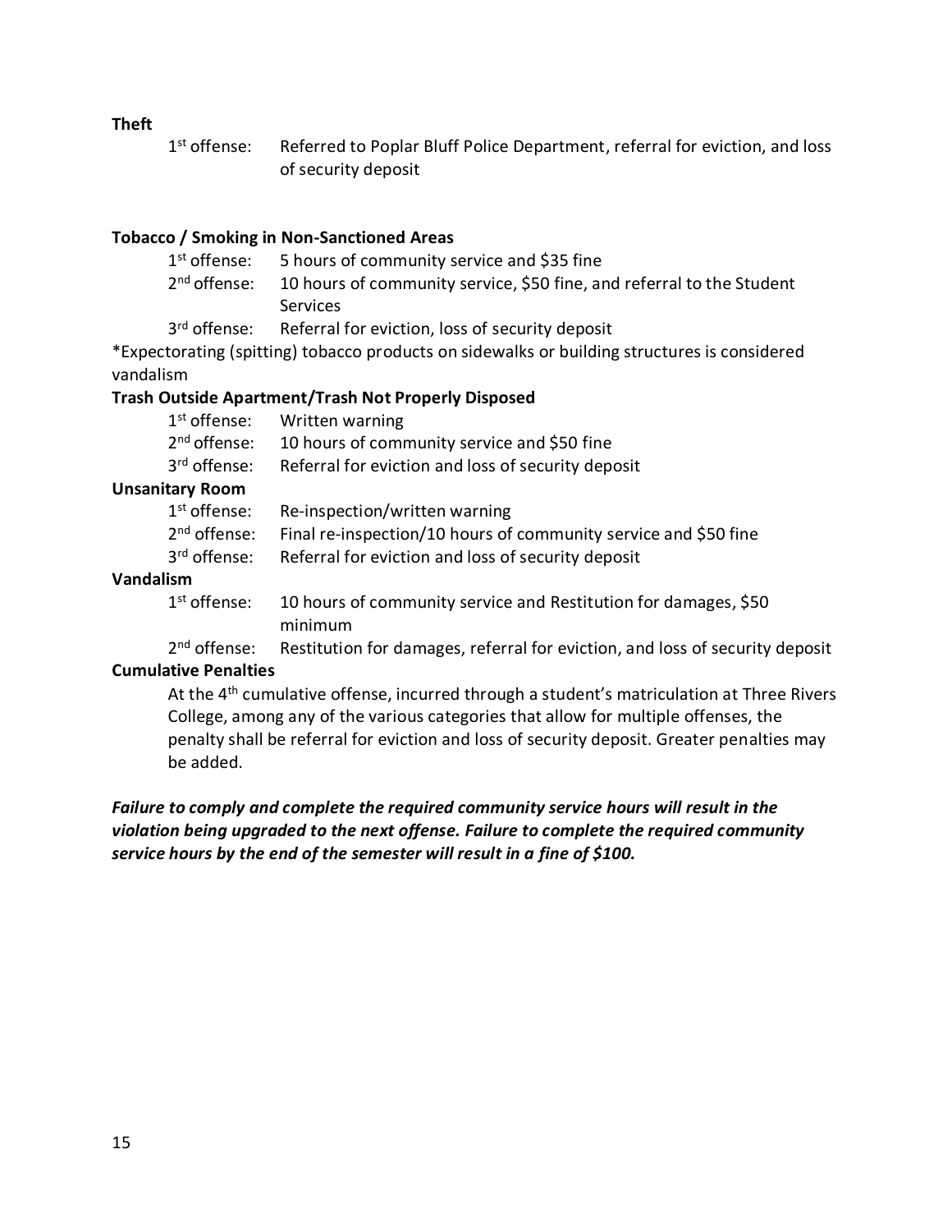**Theft**

1st offense: Referred to Poplar Bluff Police Department, referral for eviction, and loss of security deposit

**Tobacco / Smoking in Non-Sanctioned Areas**

1st offense: 5 hours of community service and $35 fine

2nd offense: 10 hours of community service, $50 fine, and referral to the Student Services

3rd offense: Referral for eviction, loss of security deposit

*Expectorating (spitting) tobacco products on sidewalks or building structures is considered vandalism

**Trash Outside Apartment/Trash Not Properly Disposed**

1st offense: Written warning

2nd offense: 10 hours of community service and $50 fine

3rd offense: Referral for eviction and loss of security deposit

**Unsanitary Room**

1st offense: Re-inspection/written warning

2nd offense: Final re-inspection/10 hours of community service and $50 fine

3rd offense: Referral for eviction and loss of security deposit

**Vandalism**

1st offense: 10 hours of community service and Restitution for damages, $50 minimum

2nd offense: Restitution for damages, referral for eviction, and loss of security deposit

**Cumulative Penalties**

At the 4th cumulative offense, incurred through a student's matriculation at Three Rivers College, among any of the various categories that allow for multiple offenses, the penalty shall be referral for eviction and loss of security deposit. Greater penalties may be added.

***Failure to comply and complete the required community service hours will result in the violation being upgraded to the next offense. Failure to complete the required community service hours by the end of the semester will result in a fine of $100.***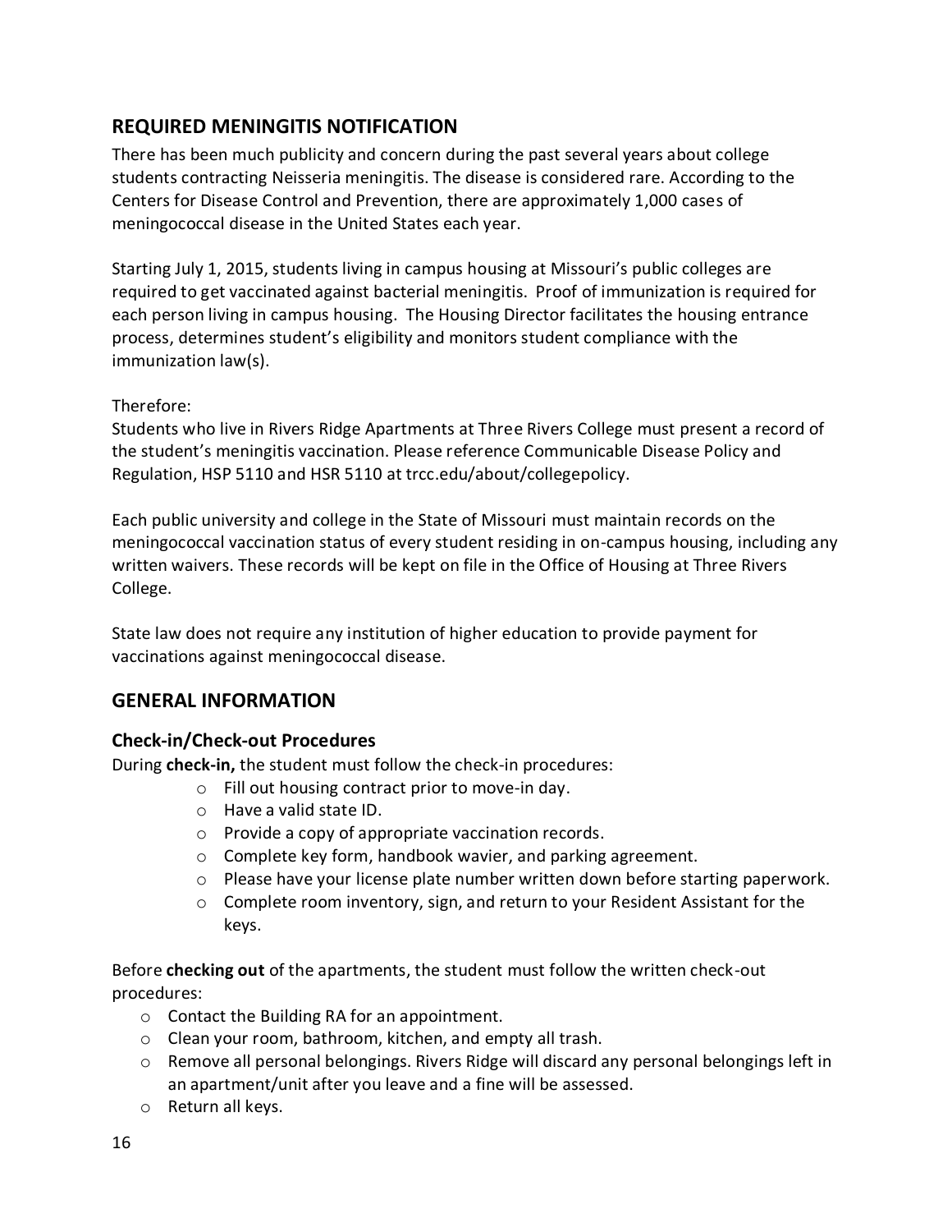## REQUIRED MENINGITIS NOTIFICATION

There has been much publicity and concern during the past several years about college students contracting Neisseria meningitis. The disease is considered rare. According to the Centers for Disease Control and Prevention, there are approximately 1,000 cases of meningococcal disease in the United States each year.

Starting July 1, 2015, students living in campus housing at Missouri's public colleges are required to get vaccinated against bacterial meningitis. Proof of immunization is required for each person living in campus housing. The Housing Director facilitates the housing entrance process, determines student's eligibility and monitors student compliance with the immunization law(s).

Therefore:
Students who live in Rivers Ridge Apartments at Three Rivers College must present a record of the student's meningitis vaccination. Please reference Communicable Disease Policy and Regulation, HSP 5110 and HSR 5110 at trcc.edu/about/collegepolicy.

Each public university and college in the State of Missouri must maintain records on the meningococcal vaccination status of every student residing in on-campus housing, including any written waivers. These records will be kept on file in the Office of Housing at Three Rivers College.

State law does not require any institution of higher education to provide payment for vaccinations against meningococcal disease.

## GENERAL INFORMATION

### Check-in/Check-out Procedures

During **check-in,** the student must follow the check-in procedures:

- Fill out housing contract prior to move-in day.
- Have a valid state ID.
- Provide a copy of appropriate vaccination records.
- Complete key form, handbook wavier, and parking agreement.
- Please have your license plate number written down before starting paperwork.
- Complete room inventory, sign, and return to your Resident Assistant for the keys.

Before **checking out** of the apartments, the student must follow the written check-out procedures:

- Contact the Building RA for an appointment.
- Clean your room, bathroom, kitchen, and empty all trash.
- Remove all personal belongings. Rivers Ridge will discard any personal belongings left in an apartment/unit after you leave and a fine will be assessed.
- Return all keys.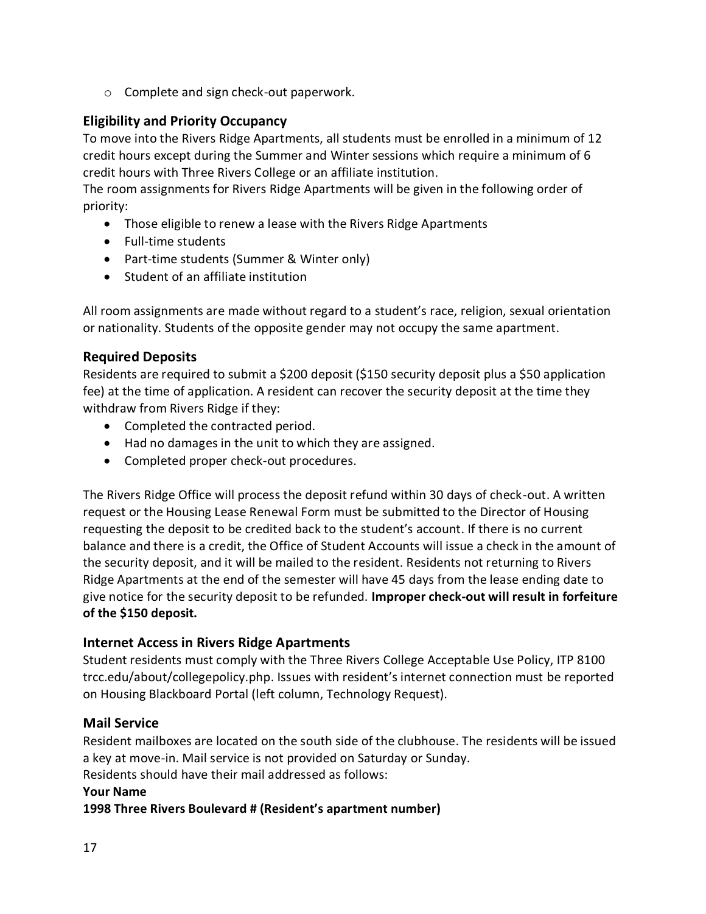- Complete and sign check-out paperwork.

### Eligibility and Priority Occupancy

To move into the Rivers Ridge Apartments, all students must be enrolled in a minimum of 12 credit hours except during the Summer and Winter sessions which require a minimum of 6 credit hours with Three Rivers College or an affiliate institution.

The room assignments for Rivers Ridge Apartments will be given in the following order of priority:

- Those eligible to renew a lease with the Rivers Ridge Apartments
- Full-time students
- Part-time students (Summer & Winter only)
- Student of an affiliate institution

All room assignments are made without regard to a student's race, religion, sexual orientation or nationality. Students of the opposite gender may not occupy the same apartment.

### Required Deposits

Residents are required to submit a $200 deposit ($150 security deposit plus a $50 application fee) at the time of application. A resident can recover the security deposit at the time they withdraw from Rivers Ridge if they:

- Completed the contracted period.
- Had no damages in the unit to which they are assigned.
- Completed proper check-out procedures.

The Rivers Ridge Office will process the deposit refund within 30 days of check-out. A written request or the Housing Lease Renewal Form must be submitted to the Director of Housing requesting the deposit to be credited back to the student's account. If there is no current balance and there is a credit, the Office of Student Accounts will issue a check in the amount of the security deposit, and it will be mailed to the resident. Residents not returning to Rivers Ridge Apartments at the end of the semester will have 45 days from the lease ending date to give notice for the security deposit to be refunded. **Improper check-out will result in forfeiture of the $150 deposit.**

### Internet Access in Rivers Ridge Apartments

Student residents must comply with the Three Rivers College Acceptable Use Policy, ITP 8100 trcc.edu/about/collegepolicy.php. Issues with resident's internet connection must be reported on Housing Blackboard Portal (left column, Technology Request).

### Mail Service

Resident mailboxes are located on the south side of the clubhouse. The residents will be issued a key at move-in. Mail service is not provided on Saturday or Sunday.

Residents should have their mail addressed as follows:

**Your Name**
**1998 Three Rivers Boulevard # (Resident's apartment number)**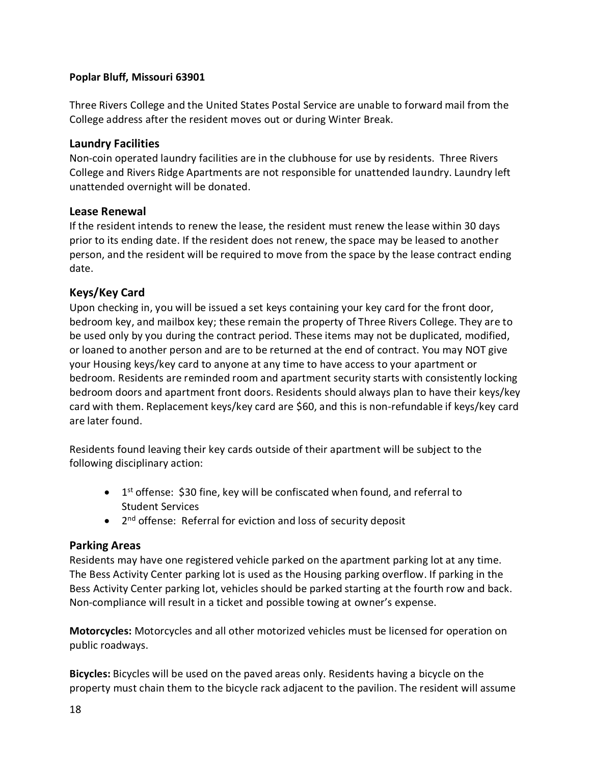**Poplar Bluff, Missouri 63901**

Three Rivers College and the United States Postal Service are unable to forward mail from the College address after the resident moves out or during Winter Break.

## Laundry Facilities

Non-coin operated laundry facilities are in the clubhouse for use by residents. Three Rivers College and Rivers Ridge Apartments are not responsible for unattended laundry. Laundry left unattended overnight will be donated.

## Lease Renewal

If the resident intends to renew the lease, the resident must renew the lease within 30 days prior to its ending date. If the resident does not renew, the space may be leased to another person, and the resident will be required to move from the space by the lease contract ending date.

## Keys/Key Card

Upon checking in, you will be issued a set keys containing your key card for the front door, bedroom key, and mailbox key; these remain the property of Three Rivers College. They are to be used only by you during the contract period. These items may not be duplicated, modified, or loaned to another person and are to be returned at the end of contract. You may NOT give your Housing keys/key card to anyone at any time to have access to your apartment or bedroom. Residents are reminded room and apartment security starts with consistently locking bedroom doors and apartment front doors. Residents should always plan to have their keys/key card with them. Replacement keys/key card are $60, and this is non-refundable if keys/key card are later found.

Residents found leaving their key cards outside of their apartment will be subject to the following disciplinary action:

- 1st offense: $30 fine, key will be confiscated when found, and referral to Student Services
- 2nd offense: Referral for eviction and loss of security deposit

## Parking Areas

Residents may have one registered vehicle parked on the apartment parking lot at any time. The Bess Activity Center parking lot is used as the Housing parking overflow. If parking in the Bess Activity Center parking lot, vehicles should be parked starting at the fourth row and back. Non-compliance will result in a ticket and possible towing at owner's expense.

**Motorcycles:** Motorcycles and all other motorized vehicles must be licensed for operation on public roadways.

**Bicycles:** Bicycles will be used on the paved areas only. Residents having a bicycle on the property must chain them to the bicycle rack adjacent to the pavilion. The resident will assume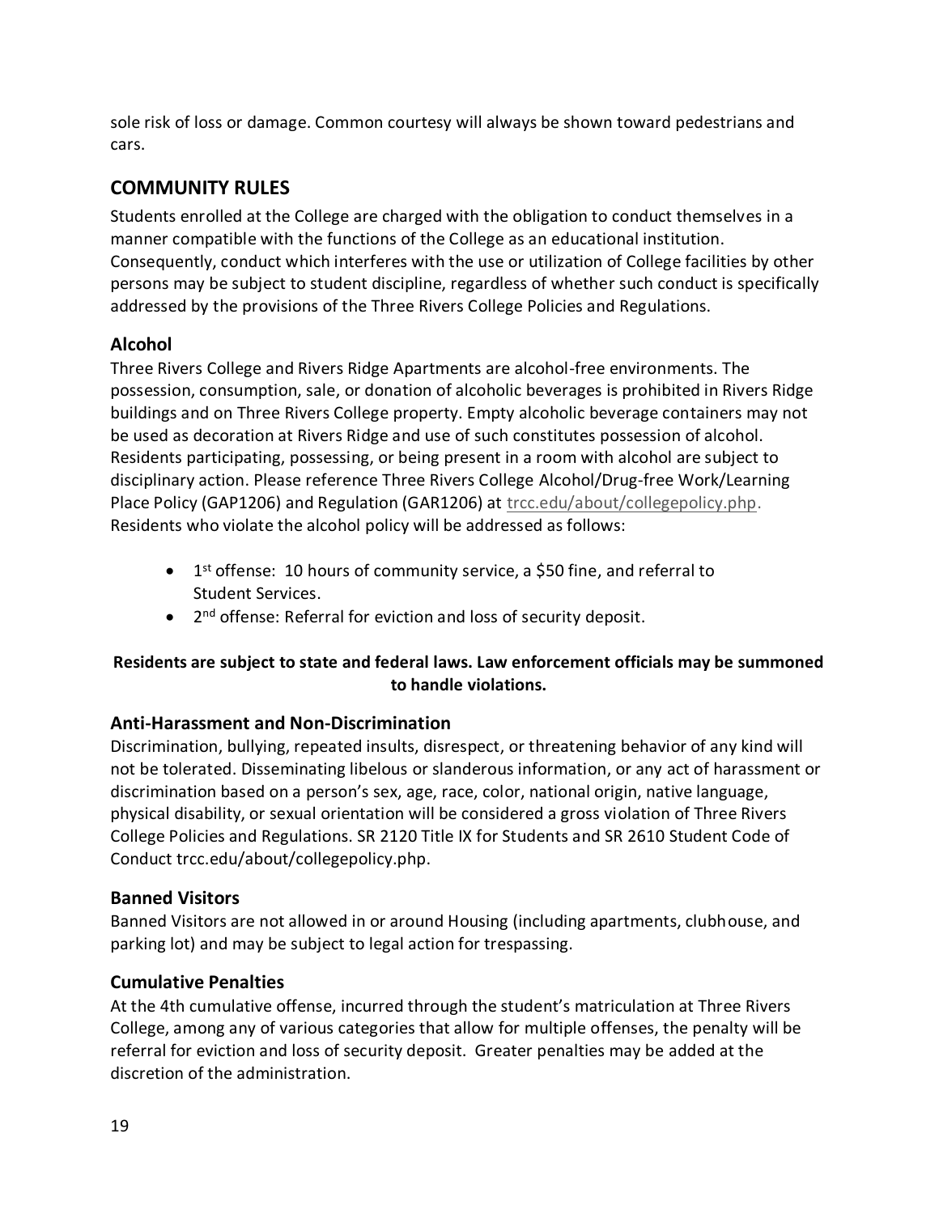sole risk of loss or damage. Common courtesy will always be shown toward pedestrians and cars.

## COMMUNITY RULES

Students enrolled at the College are charged with the obligation to conduct themselves in a manner compatible with the functions of the College as an educational institution. Consequently, conduct which interferes with the use or utilization of College facilities by other persons may be subject to student discipline, regardless of whether such conduct is specifically addressed by the provisions of the Three Rivers College Policies and Regulations.

### Alcohol

Three Rivers College and Rivers Ridge Apartments are alcohol-free environments. The possession, consumption, sale, or donation of alcoholic beverages is prohibited in Rivers Ridge buildings and on Three Rivers College property. Empty alcoholic beverage containers may not be used as decoration at Rivers Ridge and use of such constitutes possession of alcohol. Residents participating, possessing, or being present in a room with alcohol are subject to disciplinary action. Please reference Three Rivers College Alcohol/Drug-free Work/Learning Place Policy (GAP1206) and Regulation (GAR1206) at trcc.edu/about/collegepolicy.php. Residents who violate the alcohol policy will be addressed as follows:

- 1st offense: 10 hours of community service, a $50 fine, and referral to Student Services.
- 2nd offense: Referral for eviction and loss of security deposit.

**Residents are subject to state and federal laws. Law enforcement officials may be summoned to handle violations.**

### Anti-Harassment and Non-Discrimination

Discrimination, bullying, repeated insults, disrespect, or threatening behavior of any kind will not be tolerated. Disseminating libelous or slanderous information, or any act of harassment or discrimination based on a person's sex, age, race, color, national origin, native language, physical disability, or sexual orientation will be considered a gross violation of Three Rivers College Policies and Regulations. SR 2120 Title IX for Students and SR 2610 Student Code of Conduct trcc.edu/about/collegepolicy.php.

### Banned Visitors

Banned Visitors are not allowed in or around Housing (including apartments, clubhouse, and parking lot) and may be subject to legal action for trespassing.

### Cumulative Penalties

At the 4th cumulative offense, incurred through the student's matriculation at Three Rivers College, among any of various categories that allow for multiple offenses, the penalty will be referral for eviction and loss of security deposit. Greater penalties may be added at the discretion of the administration.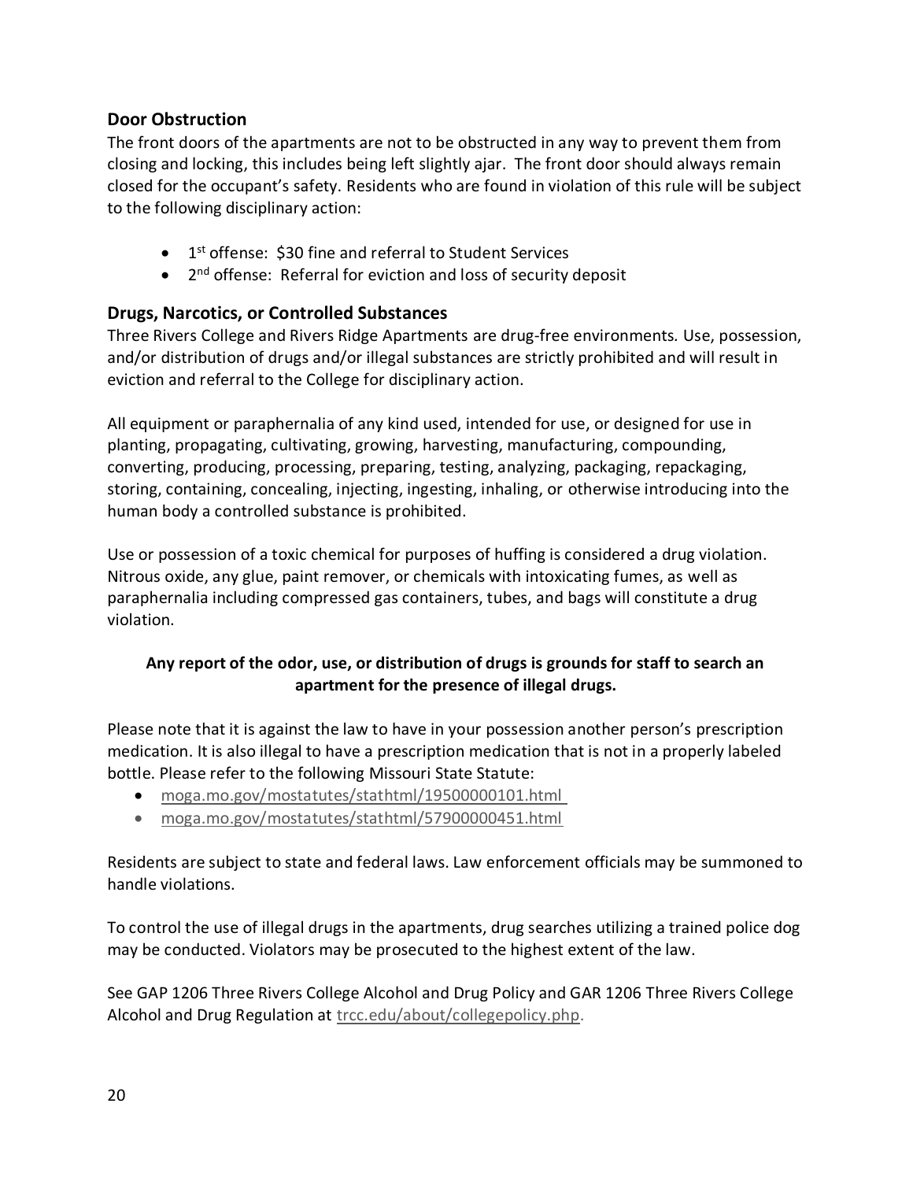## Door Obstruction

The front doors of the apartments are not to be obstructed in any way to prevent them from closing and locking, this includes being left slightly ajar. The front door should always remain closed for the occupant's safety. Residents who are found in violation of this rule will be subject to the following disciplinary action:

- 1st offense: $30 fine and referral to Student Services
- 2nd offense: Referral for eviction and loss of security deposit

## Drugs, Narcotics, or Controlled Substances

Three Rivers College and Rivers Ridge Apartments are drug-free environments. Use, possession, and/or distribution of drugs and/or illegal substances are strictly prohibited and will result in eviction and referral to the College for disciplinary action.

All equipment or paraphernalia of any kind used, intended for use, or designed for use in planting, propagating, cultivating, growing, harvesting, manufacturing, compounding, converting, producing, processing, preparing, testing, analyzing, packaging, repackaging, storing, containing, concealing, injecting, ingesting, inhaling, or otherwise introducing into the human body a controlled substance is prohibited.

Use or possession of a toxic chemical for purposes of huffing is considered a drug violation. Nitrous oxide, any glue, paint remover, or chemicals with intoxicating fumes, as well as paraphernalia including compressed gas containers, tubes, and bags will constitute a drug violation.

**Any report of the odor, use, or distribution of drugs is grounds for staff to search an apartment for the presence of illegal drugs.**

Please note that it is against the law to have in your possession another person's prescription medication. It is also illegal to have a prescription medication that is not in a properly labeled bottle. Please refer to the following Missouri State Statute:

- moga.mo.gov/mostatutes/stathtml/19500000101.html
- moga.mo.gov/mostatutes/stathtml/57900000451.html

Residents are subject to state and federal laws. Law enforcement officials may be summoned to handle violations.

To control the use of illegal drugs in the apartments, drug searches utilizing a trained police dog may be conducted. Violators may be prosecuted to the highest extent of the law.

See GAP 1206 Three Rivers College Alcohol and Drug Policy and GAR 1206 Three Rivers College Alcohol and Drug Regulation at trcc.edu/about/collegepolicy.php.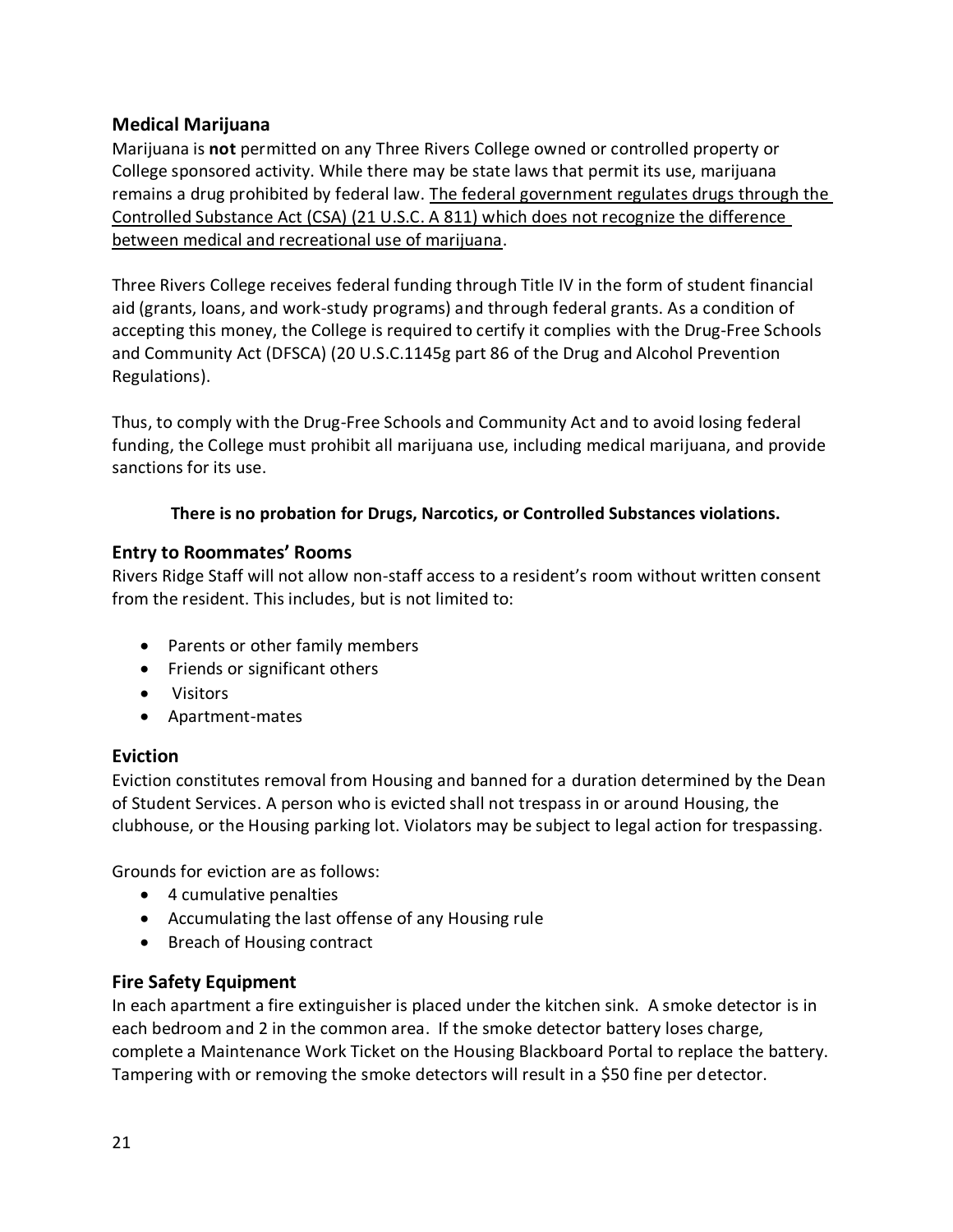## Medical Marijuana

Marijuana is **not** permitted on any Three Rivers College owned or controlled property or College sponsored activity. While there may be state laws that permit its use, marijuana remains a drug prohibited by federal law. The federal government regulates drugs through the Controlled Substance Act (CSA) (21 U.S.C. A 811) which does not recognize the difference between medical and recreational use of marijuana.

Three Rivers College receives federal funding through Title IV in the form of student financial aid (grants, loans, and work-study programs) and through federal grants. As a condition of accepting this money, the College is required to certify it complies with the Drug-Free Schools and Community Act (DFSCA) (20 U.S.C.1145g part 86 of the Drug and Alcohol Prevention Regulations).

Thus, to comply with the Drug-Free Schools and Community Act and to avoid losing federal funding, the College must prohibit all marijuana use, including medical marijuana, and provide sanctions for its use.

**There is no probation for Drugs, Narcotics, or Controlled Substances violations.**

## Entry to Roommates' Rooms

Rivers Ridge Staff will not allow non-staff access to a resident's room without written consent from the resident. This includes, but is not limited to:

- Parents or other family members
- Friends or significant others
- Visitors
- Apartment-mates

## Eviction

Eviction constitutes removal from Housing and banned for a duration determined by the Dean of Student Services. A person who is evicted shall not trespass in or around Housing, the clubhouse, or the Housing parking lot. Violators may be subject to legal action for trespassing.

Grounds for eviction are as follows:

- 4 cumulative penalties
- Accumulating the last offense of any Housing rule
- Breach of Housing contract

## Fire Safety Equipment

In each apartment a fire extinguisher is placed under the kitchen sink. A smoke detector is in each bedroom and 2 in the common area. If the smoke detector battery loses charge, complete a Maintenance Work Ticket on the Housing Blackboard Portal to replace the battery. Tampering with or removing the smoke detectors will result in a $50 fine per detector.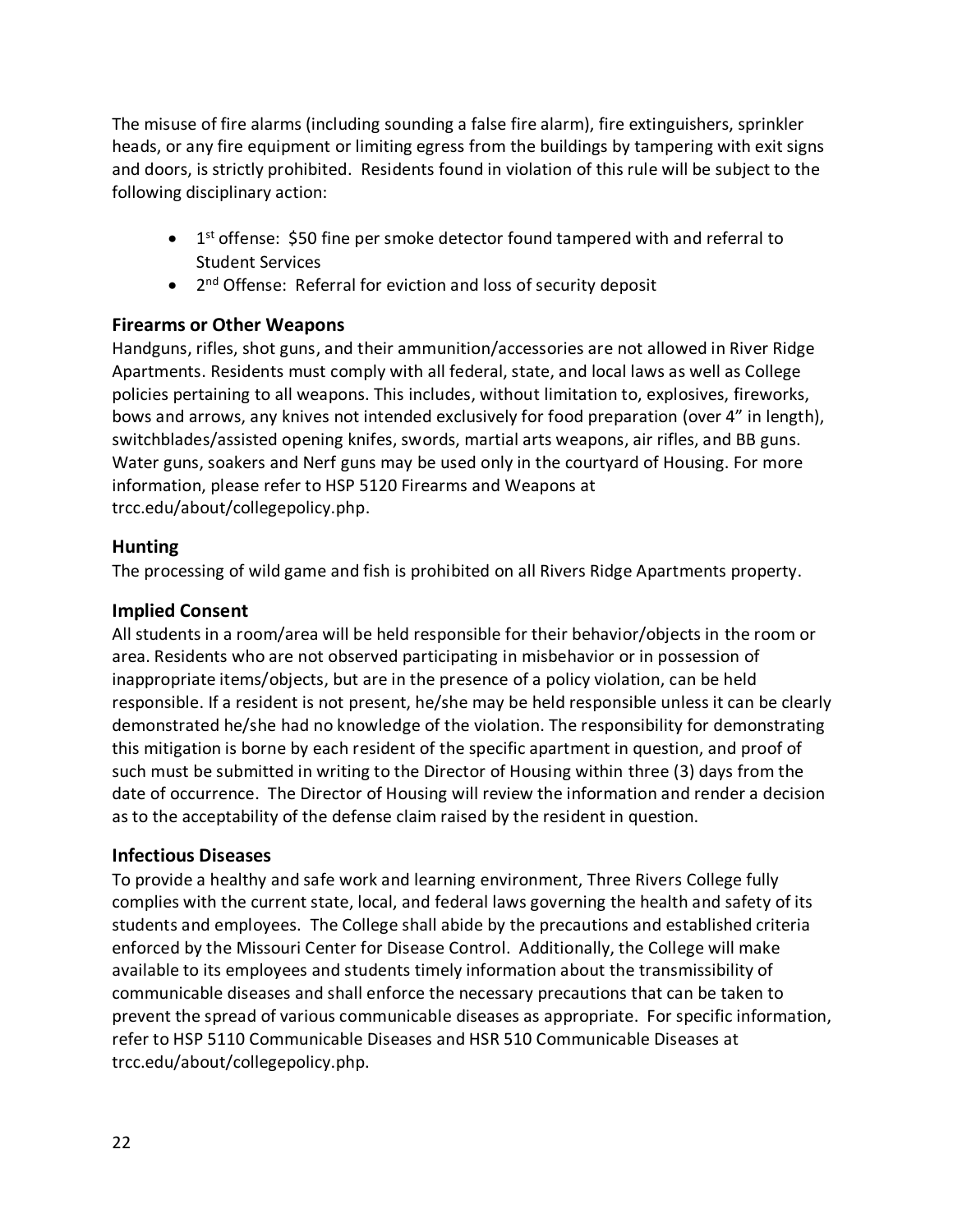The misuse of fire alarms (including sounding a false fire alarm), fire extinguishers, sprinkler heads, or any fire equipment or limiting egress from the buildings by tampering with exit signs and doors, is strictly prohibited. Residents found in violation of this rule will be subject to the following disciplinary action:

- 1st offense: $50 fine per smoke detector found tampered with and referral to Student Services
- 2nd Offense: Referral for eviction and loss of security deposit

## Firearms or Other Weapons

Handguns, rifles, shot guns, and their ammunition/accessories are not allowed in River Ridge Apartments. Residents must comply with all federal, state, and local laws as well as College policies pertaining to all weapons. This includes, without limitation to, explosives, fireworks, bows and arrows, any knives not intended exclusively for food preparation (over 4" in length), switchblades/assisted opening knifes, swords, martial arts weapons, air rifles, and BB guns. Water guns, soakers and Nerf guns may be used only in the courtyard of Housing. For more information, please refer to HSP 5120 Firearms and Weapons at trcc.edu/about/collegepolicy.php.

## Hunting

The processing of wild game and fish is prohibited on all Rivers Ridge Apartments property.

## Implied Consent

All students in a room/area will be held responsible for their behavior/objects in the room or area. Residents who are not observed participating in misbehavior or in possession of inappropriate items/objects, but are in the presence of a policy violation, can be held responsible. If a resident is not present, he/she may be held responsible unless it can be clearly demonstrated he/she had no knowledge of the violation. The responsibility for demonstrating this mitigation is borne by each resident of the specific apartment in question, and proof of such must be submitted in writing to the Director of Housing within three (3) days from the date of occurrence. The Director of Housing will review the information and render a decision as to the acceptability of the defense claim raised by the resident in question.

## Infectious Diseases

To provide a healthy and safe work and learning environment, Three Rivers College fully complies with the current state, local, and federal laws governing the health and safety of its students and employees. The College shall abide by the precautions and established criteria enforced by the Missouri Center for Disease Control. Additionally, the College will make available to its employees and students timely information about the transmissibility of communicable diseases and shall enforce the necessary precautions that can be taken to prevent the spread of various communicable diseases as appropriate. For specific information, refer to HSP 5110 Communicable Diseases and HSR 510 Communicable Diseases at trcc.edu/about/collegepolicy.php.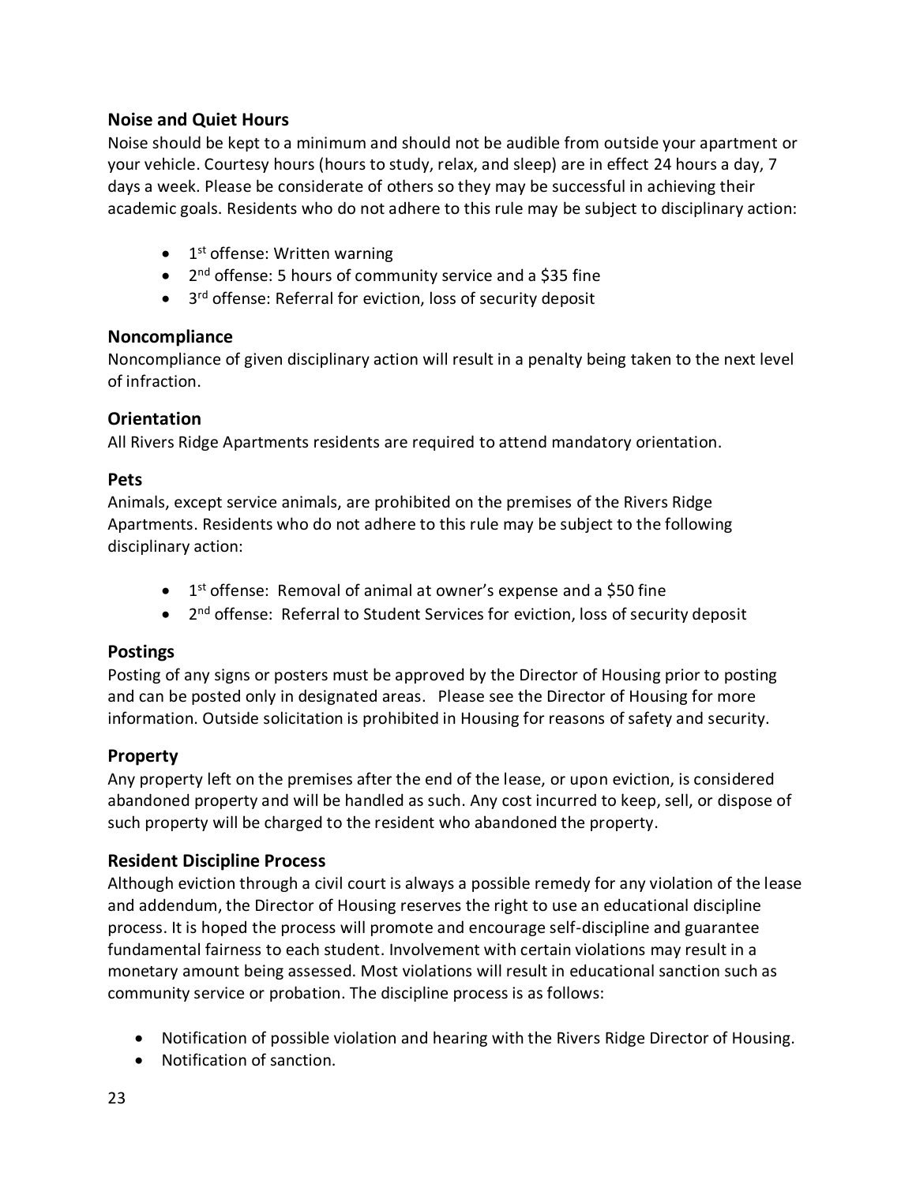### Noise and Quiet Hours

Noise should be kept to a minimum and should not be audible from outside your apartment or your vehicle. Courtesy hours (hours to study, relax, and sleep) are in effect 24 hours a day, 7 days a week. Please be considerate of others so they may be successful in achieving their academic goals. Residents who do not adhere to this rule may be subject to disciplinary action:

- 1st offense: Written warning
- 2nd offense: 5 hours of community service and a $35 fine
- 3rd offense: Referral for eviction, loss of security deposit

### Noncompliance

Noncompliance of given disciplinary action will result in a penalty being taken to the next level of infraction.

### Orientation

All Rivers Ridge Apartments residents are required to attend mandatory orientation.

### Pets

Animals, except service animals, are prohibited on the premises of the Rivers Ridge Apartments. Residents who do not adhere to this rule may be subject to the following disciplinary action:

- 1st offense: Removal of animal at owner's expense and a $50 fine
- 2nd offense: Referral to Student Services for eviction, loss of security deposit

### Postings

Posting of any signs or posters must be approved by the Director of Housing prior to posting and can be posted only in designated areas. Please see the Director of Housing for more information. Outside solicitation is prohibited in Housing for reasons of safety and security.

### Property

Any property left on the premises after the end of the lease, or upon eviction, is considered abandoned property and will be handled as such. Any cost incurred to keep, sell, or dispose of such property will be charged to the resident who abandoned the property.

### Resident Discipline Process

Although eviction through a civil court is always a possible remedy for any violation of the lease and addendum, the Director of Housing reserves the right to use an educational discipline process. It is hoped the process will promote and encourage self-discipline and guarantee fundamental fairness to each student. Involvement with certain violations may result in a monetary amount being assessed. Most violations will result in educational sanction such as community service or probation. The discipline process is as follows:

- Notification of possible violation and hearing with the Rivers Ridge Director of Housing.
- Notification of sanction.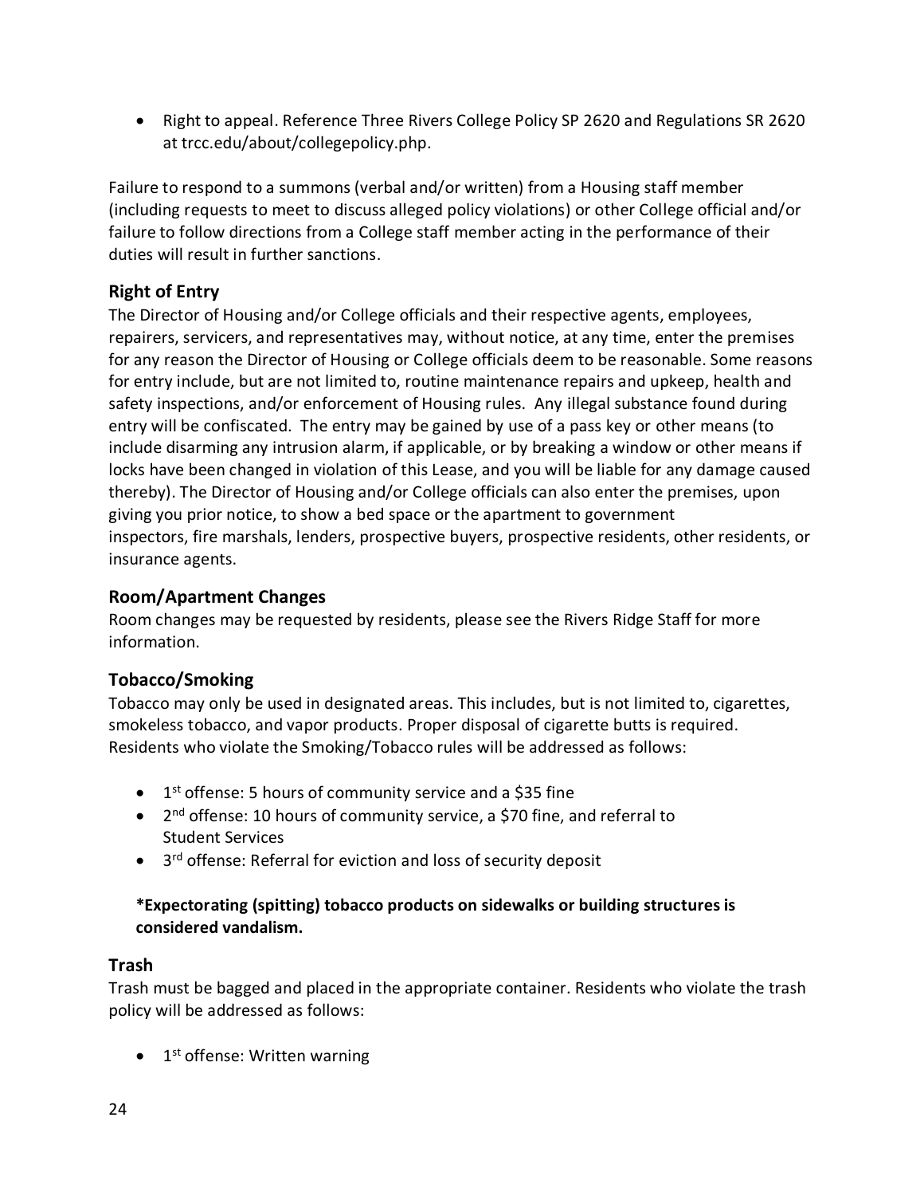- Right to appeal. Reference Three Rivers College Policy SP 2620 and Regulations SR 2620 at trcc.edu/about/collegepolicy.php.

Failure to respond to a summons (verbal and/or written) from a Housing staff member (including requests to meet to discuss alleged policy violations) or other College official and/or failure to follow directions from a College staff member acting in the performance of their duties will result in further sanctions.

## Right of Entry

The Director of Housing and/or College officials and their respective agents, employees, repairers, servicers, and representatives may, without notice, at any time, enter the premises for any reason the Director of Housing or College officials deem to be reasonable. Some reasons for entry include, but are not limited to, routine maintenance repairs and upkeep, health and safety inspections, and/or enforcement of Housing rules. Any illegal substance found during entry will be confiscated. The entry may be gained by use of a pass key or other means (to include disarming any intrusion alarm, if applicable, or by breaking a window or other means if locks have been changed in violation of this Lease, and you will be liable for any damage caused thereby). The Director of Housing and/or College officials can also enter the premises, upon giving you prior notice, to show a bed space or the apartment to government inspectors, fire marshals, lenders, prospective buyers, prospective residents, other residents, or insurance agents.

## Room/Apartment Changes

Room changes may be requested by residents, please see the Rivers Ridge Staff for more information.

## Tobacco/Smoking

Tobacco may only be used in designated areas. This includes, but is not limited to, cigarettes, smokeless tobacco, and vapor products. Proper disposal of cigarette butts is required. Residents who violate the Smoking/Tobacco rules will be addressed as follows:

- 1st offense: 5 hours of community service and a $35 fine
- 2nd offense: 10 hours of community service, a $70 fine, and referral to Student Services
- 3rd offense: Referral for eviction and loss of security deposit

**\*Expectorating (spitting) tobacco products on sidewalks or building structures is considered vandalism.**

## Trash

Trash must be bagged and placed in the appropriate container. Residents who violate the trash policy will be addressed as follows:

- 1st offense: Written warning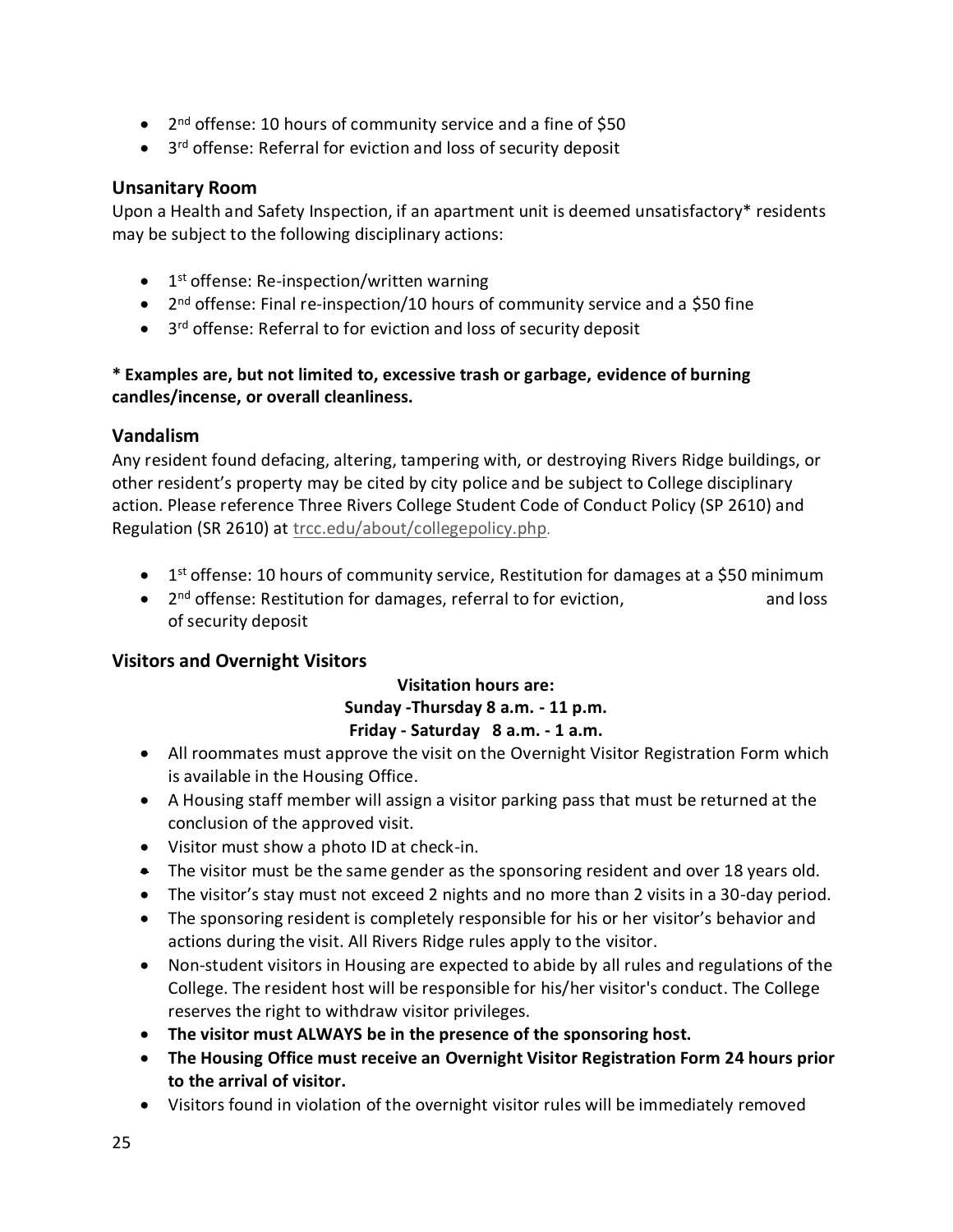- 2nd offense: 10 hours of community service and a fine of $50
- 3rd offense: Referral for eviction and loss of security deposit

### Unsanitary Room

Upon a Health and Safety Inspection, if an apartment unit is deemed unsatisfactory* residents may be subject to the following disciplinary actions:

- 1st offense: Re-inspection/written warning
- 2nd offense: Final re-inspection/10 hours of community service and a $50 fine
- 3rd offense: Referral to for eviction and loss of security deposit

**\* Examples are, but not limited to, excessive trash or garbage, evidence of burning candles/incense, or overall cleanliness.**

### Vandalism

Any resident found defacing, altering, tampering with, or destroying Rivers Ridge buildings, or other resident's property may be cited by city police and be subject to College disciplinary action. Please reference Three Rivers College Student Code of Conduct Policy (SP 2610) and Regulation (SR 2610) at trcc.edu/about/collegepolicy.php.

- 1st offense: 10 hours of community service, Restitution for damages at a $50 minimum
- 2nd offense: Restitution for damages, referral to for eviction, and loss of security deposit

### Visitors and Overnight Visitors

**Visitation hours are:**
**Sunday -Thursday 8 a.m. - 11 p.m.**
**Friday - Saturday 8 a.m. - 1 a.m.**

- All roommates must approve the visit on the Overnight Visitor Registration Form which is available in the Housing Office.
- A Housing staff member will assign a visitor parking pass that must be returned at the conclusion of the approved visit.
- Visitor must show a photo ID at check-in.
- The visitor must be the same gender as the sponsoring resident and over 18 years old.
- The visitor's stay must not exceed 2 nights and no more than 2 visits in a 30-day period.
- The sponsoring resident is completely responsible for his or her visitor's behavior and actions during the visit. All Rivers Ridge rules apply to the visitor.
- Non-student visitors in Housing are expected to abide by all rules and regulations of the College. The resident host will be responsible for his/her visitor's conduct. The College reserves the right to withdraw visitor privileges.
- **The visitor must ALWAYS be in the presence of the sponsoring host.**
- **The Housing Office must receive an Overnight Visitor Registration Form 24 hours prior to the arrival of visitor.**
- Visitors found in violation of the overnight visitor rules will be immediately removed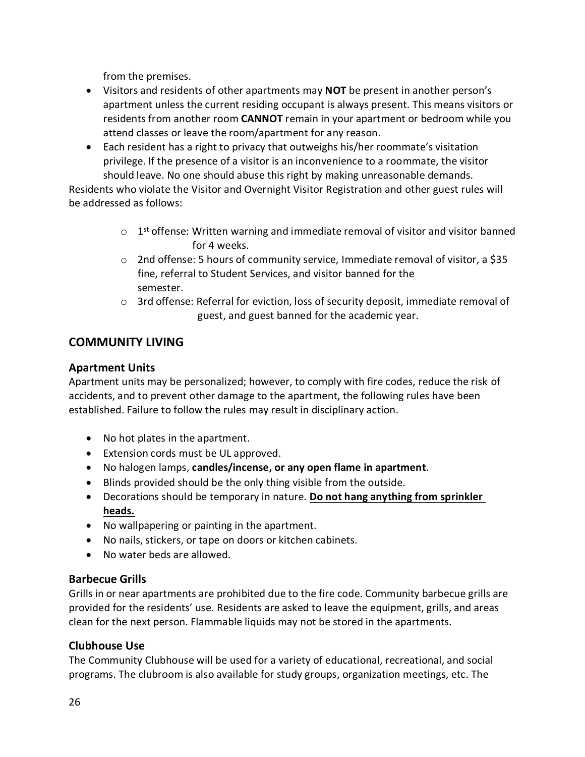from the premises.

- Visitors and residents of other apartments may **NOT** be present in another person's apartment unless the current residing occupant is always present. This means visitors or residents from another room **CANNOT** remain in your apartment or bedroom while you attend classes or leave the room/apartment for any reason.
- Each resident has a right to privacy that outweighs his/her roommate's visitation privilege. If the presence of a visitor is an inconvenience to a roommate, the visitor should leave. No one should abuse this right by making unreasonable demands.

Residents who violate the Visitor and Overnight Visitor Registration and other guest rules will be addressed as follows:

- 1st offense: Written warning and immediate removal of visitor and visitor banned for 4 weeks.
- 2nd offense: 5 hours of community service, Immediate removal of visitor, a $35 fine, referral to Student Services, and visitor banned for the semester.
- 3rd offense: Referral for eviction, loss of security deposit, immediate removal of guest, and guest banned for the academic year.

## COMMUNITY LIVING

### Apartment Units

Apartment units may be personalized; however, to comply with fire codes, reduce the risk of accidents, and to prevent other damage to the apartment, the following rules have been established. Failure to follow the rules may result in disciplinary action.

- No hot plates in the apartment.
- Extension cords must be UL approved.
- No halogen lamps, **candles/incense, or any open flame in apartment**.
- Blinds provided should be the only thing visible from the outside.
- Decorations should be temporary in nature. **Do not hang anything from sprinkler heads.**
- No wallpapering or painting in the apartment.
- No nails, stickers, or tape on doors or kitchen cabinets.
- No water beds are allowed.

### Barbecue Grills

Grills in or near apartments are prohibited due to the fire code. Community barbecue grills are provided for the residents' use. Residents are asked to leave the equipment, grills, and areas clean for the next person. Flammable liquids may not be stored in the apartments.

### Clubhouse Use

The Community Clubhouse will be used for a variety of educational, recreational, and social programs. The clubroom is also available for study groups, organization meetings, etc. The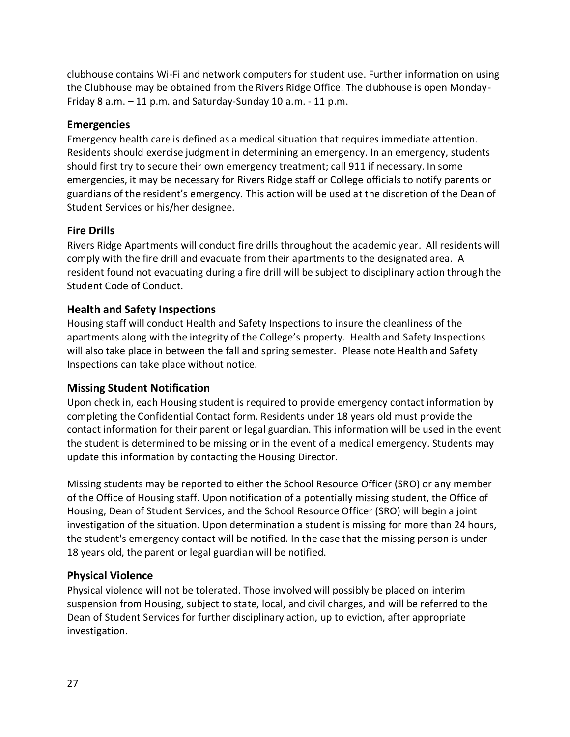clubhouse contains Wi-Fi and network computers for student use. Further information on using the Clubhouse may be obtained from the Rivers Ridge Office. The clubhouse is open Monday-Friday 8 a.m. – 11 p.m. and Saturday-Sunday 10 a.m. - 11 p.m.

## Emergencies

Emergency health care is defined as a medical situation that requires immediate attention. Residents should exercise judgment in determining an emergency. In an emergency, students should first try to secure their own emergency treatment; call 911 if necessary. In some emergencies, it may be necessary for Rivers Ridge staff or College officials to notify parents or guardians of the resident's emergency. This action will be used at the discretion of the Dean of Student Services or his/her designee.

## Fire Drills

Rivers Ridge Apartments will conduct fire drills throughout the academic year. All residents will comply with the fire drill and evacuate from their apartments to the designated area. A resident found not evacuating during a fire drill will be subject to disciplinary action through the Student Code of Conduct.

## Health and Safety Inspections

Housing staff will conduct Health and Safety Inspections to insure the cleanliness of the apartments along with the integrity of the College's property. Health and Safety Inspections will also take place in between the fall and spring semester. Please note Health and Safety Inspections can take place without notice.

## Missing Student Notification

Upon check in, each Housing student is required to provide emergency contact information by completing the Confidential Contact form. Residents under 18 years old must provide the contact information for their parent or legal guardian. This information will be used in the event the student is determined to be missing or in the event of a medical emergency. Students may update this information by contacting the Housing Director.

Missing students may be reported to either the School Resource Officer (SRO) or any member of the Office of Housing staff. Upon notification of a potentially missing student, the Office of Housing, Dean of Student Services, and the School Resource Officer (SRO) will begin a joint investigation of the situation. Upon determination a student is missing for more than 24 hours, the student's emergency contact will be notified. In the case that the missing person is under 18 years old, the parent or legal guardian will be notified.

## Physical Violence

Physical violence will not be tolerated. Those involved will possibly be placed on interim suspension from Housing, subject to state, local, and civil charges, and will be referred to the Dean of Student Services for further disciplinary action, up to eviction, after appropriate investigation.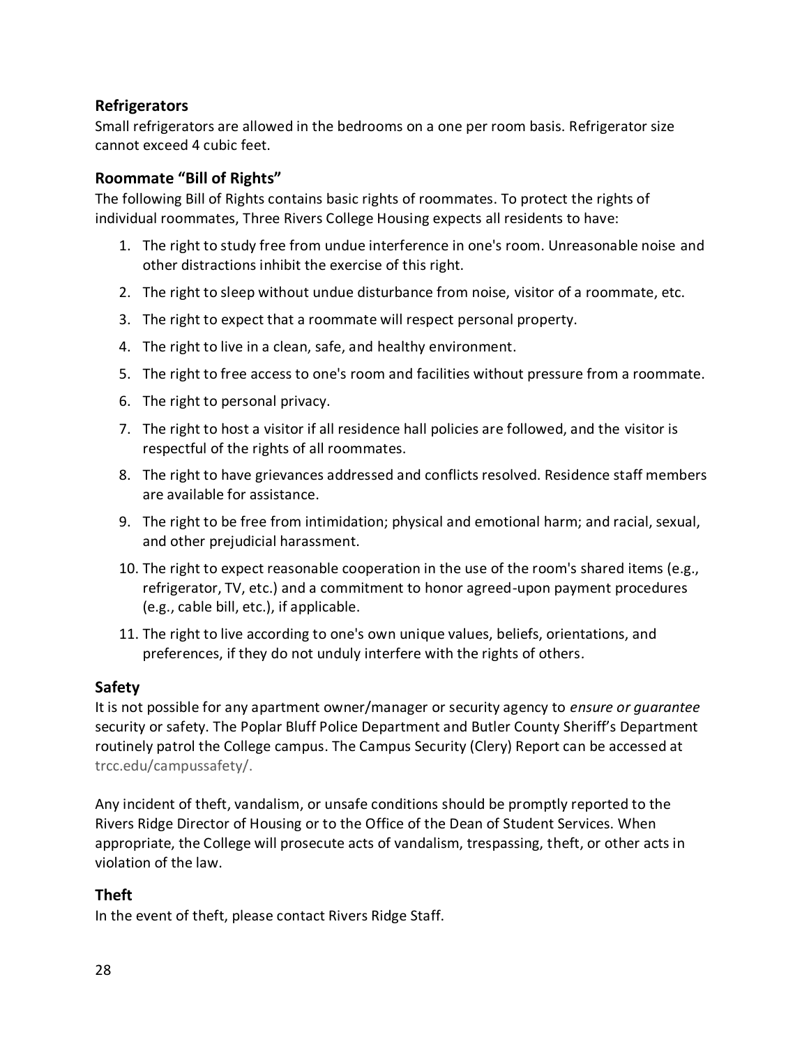## Refrigerators

Small refrigerators are allowed in the bedrooms on a one per room basis. Refrigerator size cannot exceed 4 cubic feet.

## Roommate "Bill of Rights"

The following Bill of Rights contains basic rights of roommates. To protect the rights of individual roommates, Three Rivers College Housing expects all residents to have:

1. The right to study free from undue interference in one's room. Unreasonable noise and other distractions inhibit the exercise of this right.
2. The right to sleep without undue disturbance from noise, visitor of a roommate, etc.
3. The right to expect that a roommate will respect personal property.
4. The right to live in a clean, safe, and healthy environment.
5. The right to free access to one's room and facilities without pressure from a roommate.
6. The right to personal privacy.
7. The right to host a visitor if all residence hall policies are followed, and the visitor is respectful of the rights of all roommates.
8. The right to have grievances addressed and conflicts resolved. Residence staff members are available for assistance.
9. The right to be free from intimidation; physical and emotional harm; and racial, sexual, and other prejudicial harassment.
10. The right to expect reasonable cooperation in the use of the room's shared items (e.g., refrigerator, TV, etc.) and a commitment to honor agreed-upon payment procedures (e.g., cable bill, etc.), if applicable.
11. The right to live according to one's own unique values, beliefs, orientations, and preferences, if they do not unduly interfere with the rights of others.

## Safety

It is not possible for any apartment owner/manager or security agency to *ensure or guarantee* security or safety. The Poplar Bluff Police Department and Butler County Sheriff's Department routinely patrol the College campus. The Campus Security (Clery) Report can be accessed at trcc.edu/campussafety/.

Any incident of theft, vandalism, or unsafe conditions should be promptly reported to the Rivers Ridge Director of Housing or to the Office of the Dean of Student Services. When appropriate, the College will prosecute acts of vandalism, trespassing, theft, or other acts in violation of the law.

## Theft

In the event of theft, please contact Rivers Ridge Staff.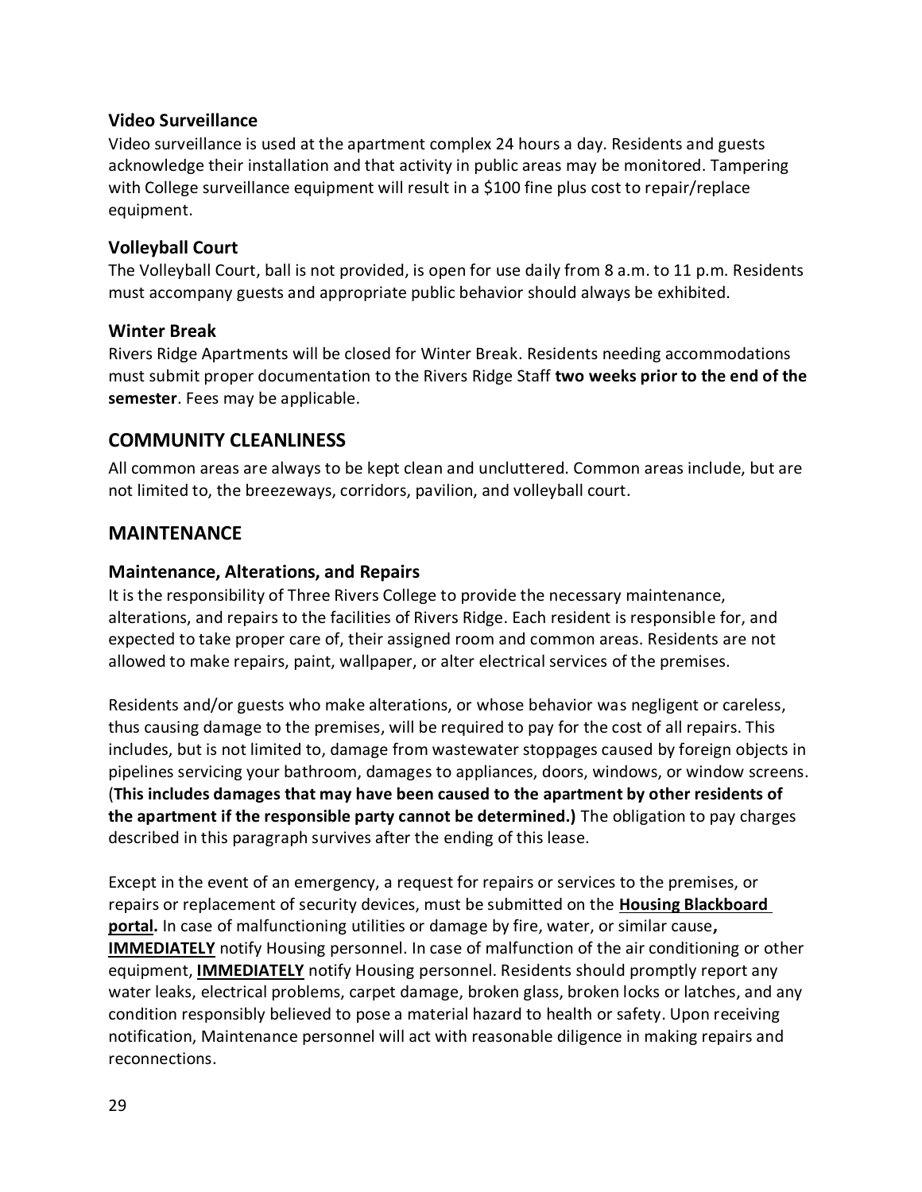### Video Surveillance

Video surveillance is used at the apartment complex 24 hours a day. Residents and guests acknowledge their installation and that activity in public areas may be monitored. Tampering with College surveillance equipment will result in a $100 fine plus cost to repair/replace equipment.

### Volleyball Court

The Volleyball Court, ball is not provided, is open for use daily from 8 a.m. to 11 p.m. Residents must accompany guests and appropriate public behavior should always be exhibited.

### Winter Break

Rivers Ridge Apartments will be closed for Winter Break. Residents needing accommodations must submit proper documentation to the Rivers Ridge Staff **two weeks prior to the end of the semester**. Fees may be applicable.

## COMMUNITY CLEANLINESS

All common areas are always to be kept clean and uncluttered. Common areas include, but are not limited to, the breezeways, corridors, pavilion, and volleyball court.

## MAINTENANCE

### Maintenance, Alterations, and Repairs

It is the responsibility of Three Rivers College to provide the necessary maintenance, alterations, and repairs to the facilities of Rivers Ridge. Each resident is responsible for, and expected to take proper care of, their assigned room and common areas. Residents are not allowed to make repairs, paint, wallpaper, or alter electrical services of the premises.

Residents and/or guests who make alterations, or whose behavior was negligent or careless, thus causing damage to the premises, will be required to pay for the cost of all repairs. This includes, but is not limited to, damage from wastewater stoppages caused by foreign objects in pipelines servicing your bathroom, damages to appliances, doors, windows, or window screens. (**This includes damages that may have been caused to the apartment by other residents of the apartment if the responsible party cannot be determined.)** The obligation to pay charges described in this paragraph survives after the ending of this lease.

Except in the event of an emergency, a request for repairs or services to the premises, or repairs or replacement of security devices, must be submitted on the **Housing Blackboard portal.** In case of malfunctioning utilities or damage by fire, water, or similar cause**,** **IMMEDIATELY** notify Housing personnel. In case of malfunction of the air conditioning or other equipment, **IMMEDIATELY** notify Housing personnel. Residents should promptly report any water leaks, electrical problems, carpet damage, broken glass, broken locks or latches, and any condition responsibly believed to pose a material hazard to health or safety. Upon receiving notification, Maintenance personnel will act with reasonable diligence in making repairs and reconnections.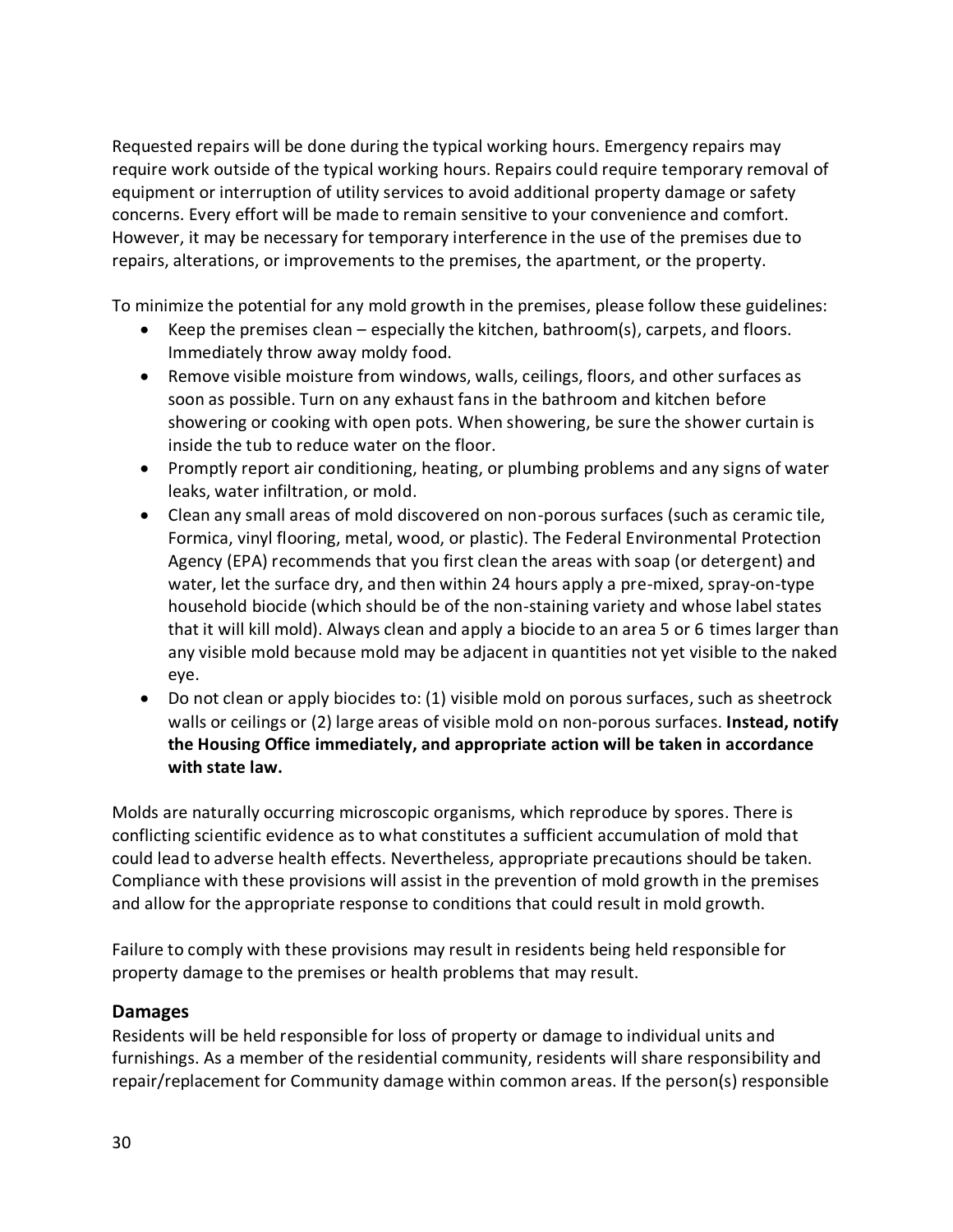Requested repairs will be done during the typical working hours. Emergency repairs may require work outside of the typical working hours. Repairs could require temporary removal of equipment or interruption of utility services to avoid additional property damage or safety concerns. Every effort will be made to remain sensitive to your convenience and comfort. However, it may be necessary for temporary interference in the use of the premises due to repairs, alterations, or improvements to the premises, the apartment, or the property.

To minimize the potential for any mold growth in the premises, please follow these guidelines:

- Keep the premises clean – especially the kitchen, bathroom(s), carpets, and floors. Immediately throw away moldy food.
- Remove visible moisture from windows, walls, ceilings, floors, and other surfaces as soon as possible. Turn on any exhaust fans in the bathroom and kitchen before showering or cooking with open pots. When showering, be sure the shower curtain is inside the tub to reduce water on the floor.
- Promptly report air conditioning, heating, or plumbing problems and any signs of water leaks, water infiltration, or mold.
- Clean any small areas of mold discovered on non-porous surfaces (such as ceramic tile, Formica, vinyl flooring, metal, wood, or plastic). The Federal Environmental Protection Agency (EPA) recommends that you first clean the areas with soap (or detergent) and water, let the surface dry, and then within 24 hours apply a pre-mixed, spray-on-type household biocide (which should be of the non-staining variety and whose label states that it will kill mold). Always clean and apply a biocide to an area 5 or 6 times larger than any visible mold because mold may be adjacent in quantities not yet visible to the naked eye.
- Do not clean or apply biocides to: (1) visible mold on porous surfaces, such as sheetrock walls or ceilings or (2) large areas of visible mold on non-porous surfaces. **Instead, notify the Housing Office immediately, and appropriate action will be taken in accordance with state law.**

Molds are naturally occurring microscopic organisms, which reproduce by spores. There is conflicting scientific evidence as to what constitutes a sufficient accumulation of mold that could lead to adverse health effects. Nevertheless, appropriate precautions should be taken. Compliance with these provisions will assist in the prevention of mold growth in the premises and allow for the appropriate response to conditions that could result in mold growth.

Failure to comply with these provisions may result in residents being held responsible for property damage to the premises or health problems that may result.

## Damages

Residents will be held responsible for loss of property or damage to individual units and furnishings. As a member of the residential community, residents will share responsibility and repair/replacement for Community damage within common areas. If the person(s) responsible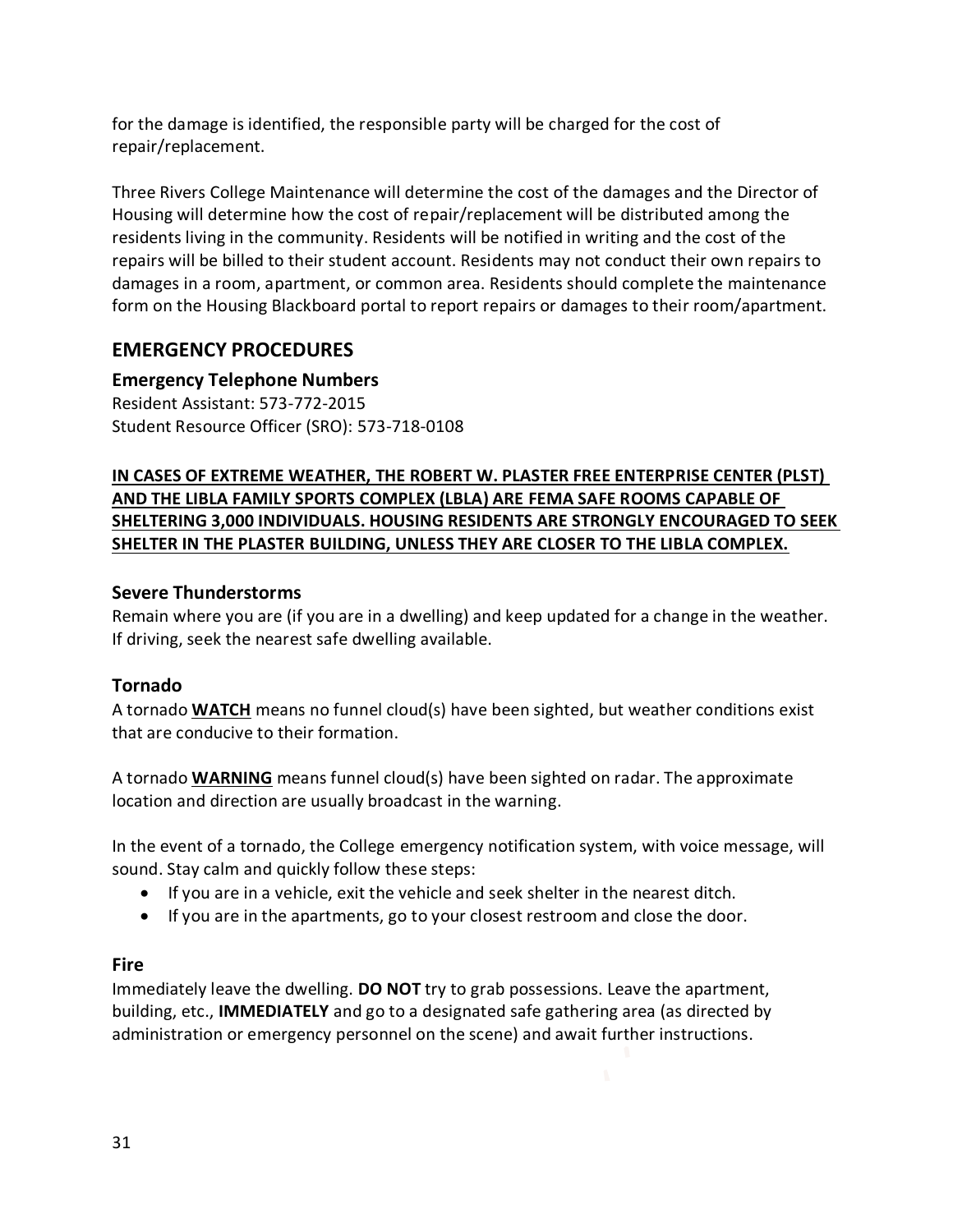for the damage is identified, the responsible party will be charged for the cost of repair/replacement.

Three Rivers College Maintenance will determine the cost of the damages and the Director of Housing will determine how the cost of repair/replacement will be distributed among the residents living in the community. Residents will be notified in writing and the cost of the repairs will be billed to their student account. Residents may not conduct their own repairs to damages in a room, apartment, or common area. Residents should complete the maintenance form on the Housing Blackboard portal to report repairs or damages to their room/apartment.

## EMERGENCY PROCEDURES

### Emergency Telephone Numbers

Resident Assistant: 573-772-2015
Student Resource Officer (SRO): 573-718-0108

<u>**IN CASES OF EXTREME WEATHER, THE ROBERT W. PLASTER FREE ENTERPRISE CENTER (PLST) AND THE LIBLA FAMILY SPORTS COMPLEX (LBLA) ARE FEMA SAFE ROOMS CAPABLE OF SHELTERING 3,000 INDIVIDUALS. HOUSING RESIDENTS ARE STRONGLY ENCOURAGED TO SEEK SHELTER IN THE PLASTER BUILDING, UNLESS THEY ARE CLOSER TO THE LIBLA COMPLEX.**</u>

### Severe Thunderstorms

Remain where you are (if you are in a dwelling) and keep updated for a change in the weather. If driving, seek the nearest safe dwelling available.

### Tornado

A tornado <u>**WATCH**</u> means no funnel cloud(s) have been sighted, but weather conditions exist that are conducive to their formation.

A tornado <u>**WARNING**</u> means funnel cloud(s) have been sighted on radar. The approximate location and direction are usually broadcast in the warning.

In the event of a tornado, the College emergency notification system, with voice message, will sound. Stay calm and quickly follow these steps:

- If you are in a vehicle, exit the vehicle and seek shelter in the nearest ditch.
- If you are in the apartments, go to your closest restroom and close the door.

### Fire

Immediately leave the dwelling. **DO NOT** try to grab possessions. Leave the apartment, building, etc., **IMMEDIATELY** and go to a designated safe gathering area (as directed by administration or emergency personnel on the scene) and await further instructions.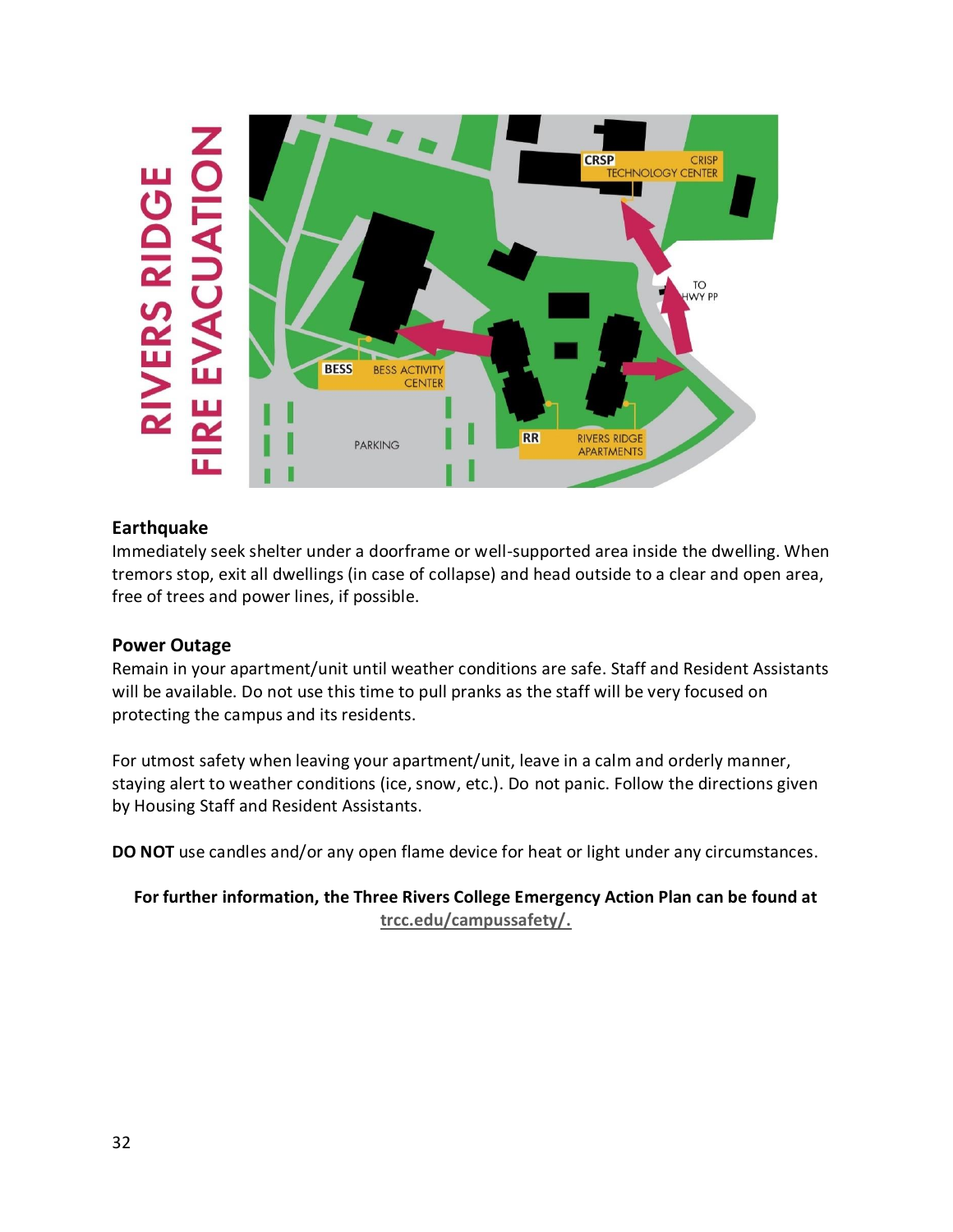RIVERS RIDGE
FIRE EVACUATION

CRSP CRISP TECHNOLOGY CENTER

TO HWY PP

BESS BESS ACTIVITY CENTER

RR RIVERS RIDGE APARTMENTS

PARKING

### Earthquake

Immediately seek shelter under a doorframe or well-supported area inside the dwelling. When tremors stop, exit all dwellings (in case of collapse) and head outside to a clear and open area, free of trees and power lines, if possible.

### Power Outage

Remain in your apartment/unit until weather conditions are safe. Staff and Resident Assistants will be available. Do not use this time to pull pranks as the staff will be very focused on protecting the campus and its residents.

For utmost safety when leaving your apartment/unit, leave in a calm and orderly manner, staying alert to weather conditions (ice, snow, etc.). Do not panic. Follow the directions given by Housing Staff and Resident Assistants.

**DO NOT** use candles and/or any open flame device for heat or light under any circumstances.

**For further information, the Three Rivers College Emergency Action Plan can be found at trcc.edu/campussafety/.**